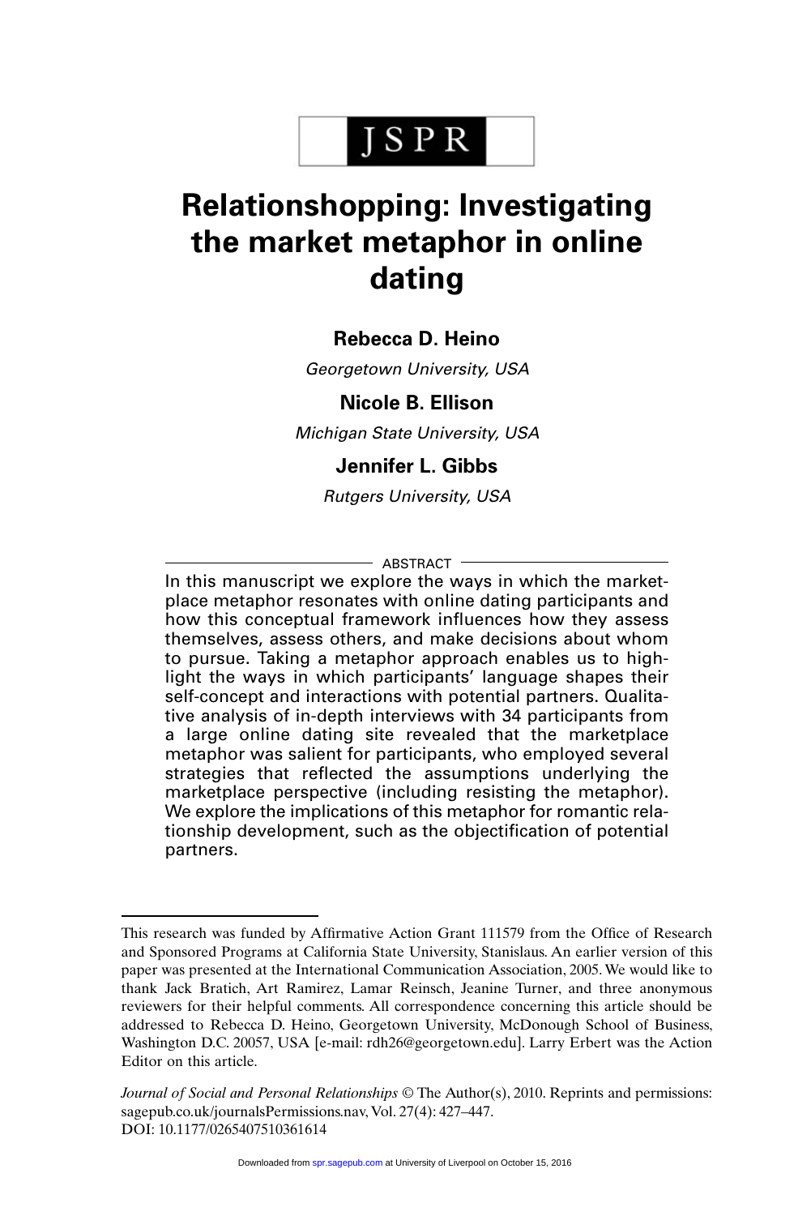JSPR

# Relationshopping: Investigating the market metaphor in online dating

**Rebecca D. Heino**

*Georgetown University, USA*

**Nicole B. Ellison**

*Michigan State University, USA*

**Jennifer L. Gibbs**

*Rutgers University, USA*

ABSTRACT

In this manuscript we explore the ways in which the marketplace metaphor resonates with online dating participants and how this conceptual framework influences how they assess themselves, assess others, and make decisions about whom to pursue. Taking a metaphor approach enables us to highlight the ways in which participants' language shapes their self-concept and interactions with potential partners. Qualitative analysis of in-depth interviews with 34 participants from a large online dating site revealed that the marketplace metaphor was salient for participants, who employed several strategies that reflected the assumptions underlying the marketplace perspective (including resisting the metaphor). We explore the implications of this metaphor for romantic relationship development, such as the objectification of potential partners.

---

This research was funded by Affirmative Action Grant 111579 from the Office of Research and Sponsored Programs at California State University, Stanislaus. An earlier version of this paper was presented at the International Communication Association, 2005. We would like to thank Jack Bratich, Art Ramirez, Lamar Reinsch, Jeanine Turner, and three anonymous reviewers for their helpful comments. All correspondence concerning this article should be addressed to Rebecca D. Heino, Georgetown University, McDonough School of Business, Washington D.C. 20057, USA [e-mail: rdh26@georgetown.edu]. Larry Erbert was the Action Editor on this article.

*Journal of Social and Personal Relationships* © The Author(s), 2010. Reprints and permissions: sagepub.co.uk/journalsPermissions.nav, Vol. 27(4): 427–447.
DOI: 10.1177/0265407510361614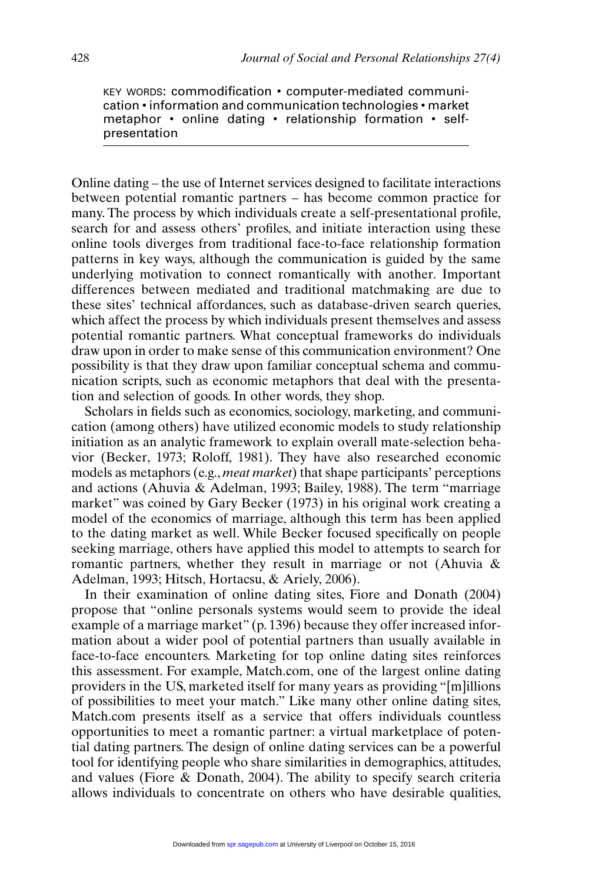KEY WORDS: commodification • computer-mediated communication • information and communication technologies • market metaphor • online dating • relationship formation • self-presentation

Online dating – the use of Internet services designed to facilitate interactions between potential romantic partners – has become common practice for many. The process by which individuals create a self-presentational profile, search for and assess others' profiles, and initiate interaction using these online tools diverges from traditional face-to-face relationship formation patterns in key ways, although the communication is guided by the same underlying motivation to connect romantically with another. Important differences between mediated and traditional matchmaking are due to these sites' technical affordances, such as database-driven search queries, which affect the process by which individuals present themselves and assess potential romantic partners. What conceptual frameworks do individuals draw upon in order to make sense of this communication environment? One possibility is that they draw upon familiar conceptual schema and communication scripts, such as economic metaphors that deal with the presentation and selection of goods. In other words, they shop.

Scholars in fields such as economics, sociology, marketing, and communication (among others) have utilized economic models to study relationship initiation as an analytic framework to explain overall mate-selection behavior (Becker, 1973; Roloff, 1981). They have also researched economic models as metaphors (e.g., *meat market*) that shape participants' perceptions and actions (Ahuvia & Adelman, 1993; Bailey, 1988). The term "marriage market" was coined by Gary Becker (1973) in his original work creating a model of the economics of marriage, although this term has been applied to the dating market as well. While Becker focused specifically on people seeking marriage, others have applied this model to attempts to search for romantic partners, whether they result in marriage or not (Ahuvia & Adelman, 1993; Hitsch, Hortacsu, & Ariely, 2006).

In their examination of online dating sites, Fiore and Donath (2004) propose that "online personals systems would seem to provide the ideal example of a marriage market" (p. 1396) because they offer increased information about a wider pool of potential partners than usually available in face-to-face encounters. Marketing for top online dating sites reinforces this assessment. For example, Match.com, one of the largest online dating providers in the US, marketed itself for many years as providing "[m]illions of possibilities to meet your match." Like many other online dating sites, Match.com presents itself as a service that offers individuals countless opportunities to meet a romantic partner: a virtual marketplace of potential dating partners. The design of online dating services can be a powerful tool for identifying people who share similarities in demographics, attitudes, and values (Fiore & Donath, 2004). The ability to specify search criteria allows individuals to concentrate on others who have desirable qualities,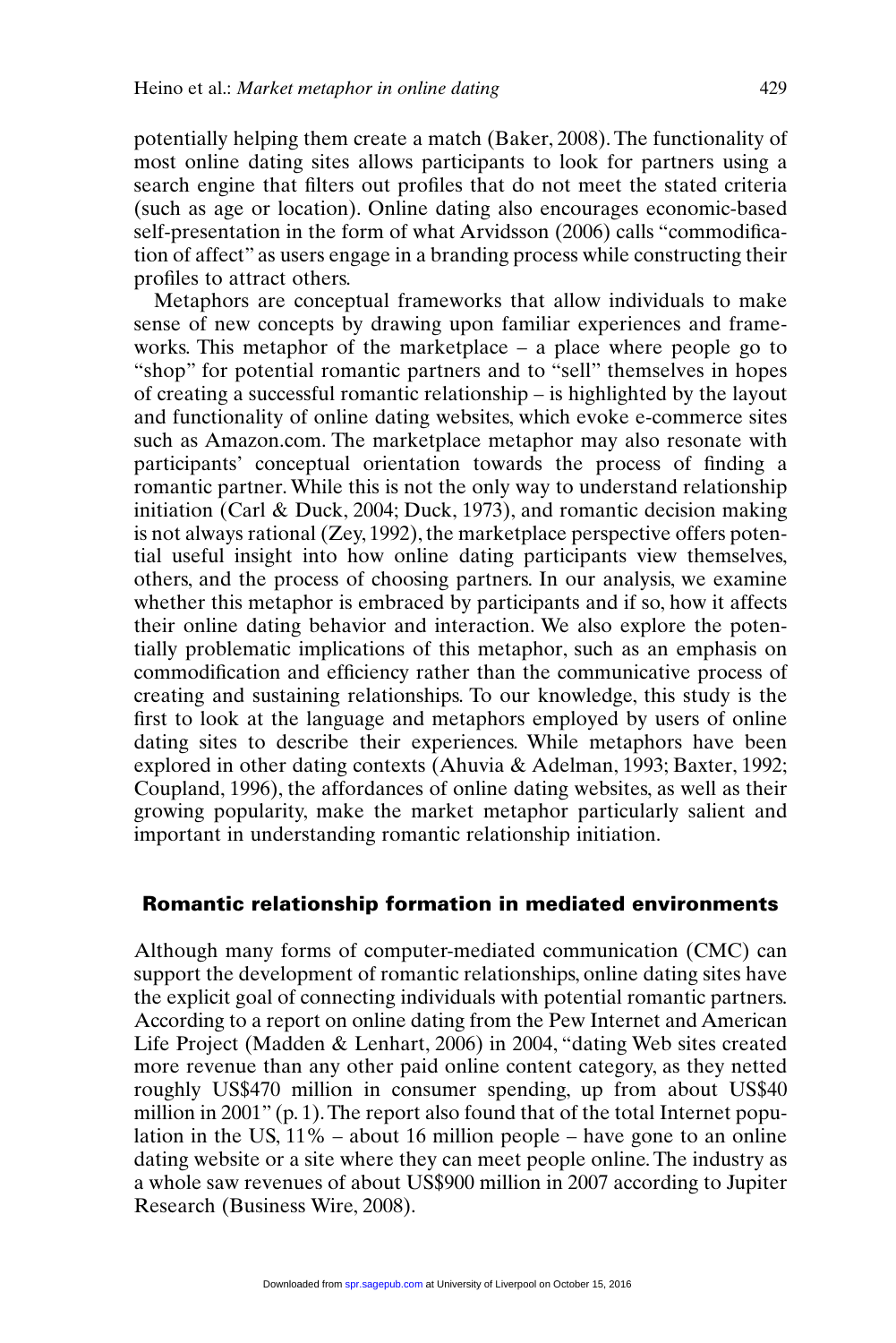potentially helping them create a match (Baker, 2008). The functionality of most online dating sites allows participants to look for partners using a search engine that filters out profiles that do not meet the stated criteria (such as age or location). Online dating also encourages economic-based self-presentation in the form of what Arvidsson (2006) calls "commodification of affect" as users engage in a branding process while constructing their profiles to attract others.

Metaphors are conceptual frameworks that allow individuals to make sense of new concepts by drawing upon familiar experiences and frameworks. This metaphor of the marketplace – a place where people go to "shop" for potential romantic partners and to "sell" themselves in hopes of creating a successful romantic relationship – is highlighted by the layout and functionality of online dating websites, which evoke e-commerce sites such as Amazon.com. The marketplace metaphor may also resonate with participants' conceptual orientation towards the process of finding a romantic partner. While this is not the only way to understand relationship initiation (Carl & Duck, 2004; Duck, 1973), and romantic decision making is not always rational (Zey, 1992), the marketplace perspective offers potential useful insight into how online dating participants view themselves, others, and the process of choosing partners. In our analysis, we examine whether this metaphor is embraced by participants and if so, how it affects their online dating behavior and interaction. We also explore the potentially problematic implications of this metaphor, such as an emphasis on commodification and efficiency rather than the communicative process of creating and sustaining relationships. To our knowledge, this study is the first to look at the language and metaphors employed by users of online dating sites to describe their experiences. While metaphors have been explored in other dating contexts (Ahuvia & Adelman, 1993; Baxter, 1992; Coupland, 1996), the affordances of online dating websites, as well as their growing popularity, make the market metaphor particularly salient and important in understanding romantic relationship initiation.

## Romantic relationship formation in mediated environments

Although many forms of computer-mediated communication (CMC) can support the development of romantic relationships, online dating sites have the explicit goal of connecting individuals with potential romantic partners. According to a report on online dating from the Pew Internet and American Life Project (Madden & Lenhart, 2006) in 2004, "dating Web sites created more revenue than any other paid online content category, as they netted roughly US$470 million in consumer spending, up from about US$40 million in 2001" (p. 1). The report also found that of the total Internet population in the US, 11% – about 16 million people – have gone to an online dating website or a site where they can meet people online. The industry as a whole saw revenues of about US$900 million in 2007 according to Jupiter Research (Business Wire, 2008).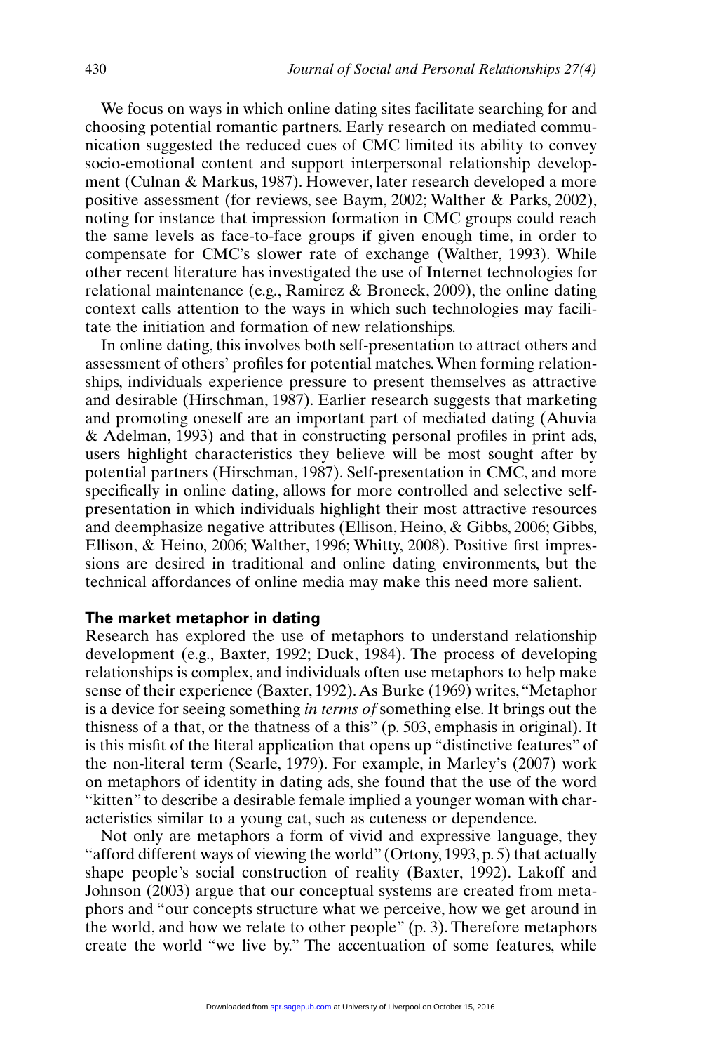We focus on ways in which online dating sites facilitate searching for and choosing potential romantic partners. Early research on mediated communication suggested the reduced cues of CMC limited its ability to convey socio-emotional content and support interpersonal relationship development (Culnan & Markus, 1987). However, later research developed a more positive assessment (for reviews, see Baym, 2002; Walther & Parks, 2002), noting for instance that impression formation in CMC groups could reach the same levels as face-to-face groups if given enough time, in order to compensate for CMC's slower rate of exchange (Walther, 1993). While other recent literature has investigated the use of Internet technologies for relational maintenance (e.g., Ramirez & Broneck, 2009), the online dating context calls attention to the ways in which such technologies may facilitate the initiation and formation of new relationships.

In online dating, this involves both self-presentation to attract others and assessment of others' profiles for potential matches. When forming relationships, individuals experience pressure to present themselves as attractive and desirable (Hirschman, 1987). Earlier research suggests that marketing and promoting oneself are an important part of mediated dating (Ahuvia & Adelman, 1993) and that in constructing personal profiles in print ads, users highlight characteristics they believe will be most sought after by potential partners (Hirschman, 1987). Self-presentation in CMC, and more specifically in online dating, allows for more controlled and selective self-presentation in which individuals highlight their most attractive resources and deemphasize negative attributes (Ellison, Heino, & Gibbs, 2006; Gibbs, Ellison, & Heino, 2006; Walther, 1996; Whitty, 2008). Positive first impressions are desired in traditional and online dating environments, but the technical affordances of online media may make this need more salient.

## The market metaphor in dating

Research has explored the use of metaphors to understand relationship development (e.g., Baxter, 1992; Duck, 1984). The process of developing relationships is complex, and individuals often use metaphors to help make sense of their experience (Baxter, 1992). As Burke (1969) writes, "Metaphor is a device for seeing something *in terms of* something else. It brings out the thisness of a that, or the thatness of a this" (p. 503, emphasis in original). It is this misfit of the literal application that opens up "distinctive features" of the non-literal term (Searle, 1979). For example, in Marley's (2007) work on metaphors of identity in dating ads, she found that the use of the word "kitten" to describe a desirable female implied a younger woman with characteristics similar to a young cat, such as cuteness or dependence.

Not only are metaphors a form of vivid and expressive language, they "afford different ways of viewing the world" (Ortony, 1993, p. 5) that actually shape people's social construction of reality (Baxter, 1992). Lakoff and Johnson (2003) argue that our conceptual systems are created from metaphors and "our concepts structure what we perceive, how we get around in the world, and how we relate to other people" (p. 3). Therefore metaphors create the world "we live by." The accentuation of some features, while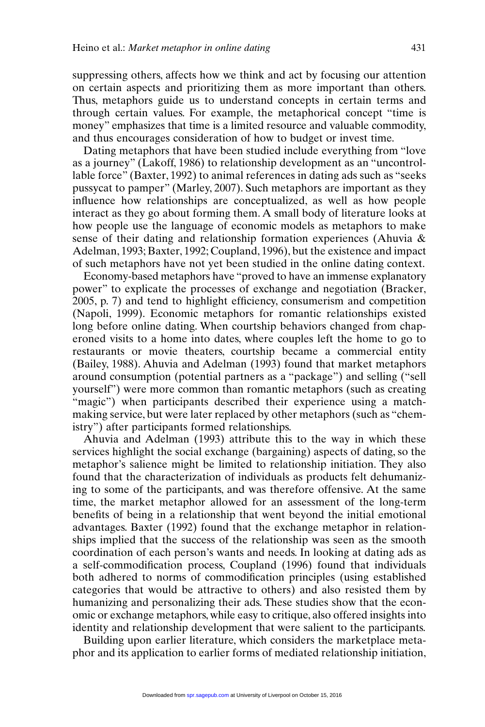suppressing others, affects how we think and act by focusing our attention on certain aspects and prioritizing them as more important than others. Thus, metaphors guide us to understand concepts in certain terms and through certain values. For example, the metaphorical concept "time is money" emphasizes that time is a limited resource and valuable commodity, and thus encourages consideration of how to budget or invest time.

Dating metaphors that have been studied include everything from "love as a journey" (Lakoff, 1986) to relationship development as an "uncontrollable force" (Baxter, 1992) to animal references in dating ads such as "seeks pussycat to pamper" (Marley, 2007). Such metaphors are important as they influence how relationships are conceptualized, as well as how people interact as they go about forming them. A small body of literature looks at how people use the language of economic models as metaphors to make sense of their dating and relationship formation experiences (Ahuvia & Adelman, 1993; Baxter, 1992; Coupland, 1996), but the existence and impact of such metaphors have not yet been studied in the online dating context.

Economy-based metaphors have "proved to have an immense explanatory power" to explicate the processes of exchange and negotiation (Bracker, 2005, p. 7) and tend to highlight efficiency, consumerism and competition (Napoli, 1999). Economic metaphors for romantic relationships existed long before online dating. When courtship behaviors changed from chaperoned visits to a home into dates, where couples left the home to go to restaurants or movie theaters, courtship became a commercial entity (Bailey, 1988). Ahuvia and Adelman (1993) found that market metaphors around consumption (potential partners as a "package") and selling ("sell yourself") were more common than romantic metaphors (such as creating "magic") when participants described their experience using a matchmaking service, but were later replaced by other metaphors (such as "chemistry") after participants formed relationships.

Ahuvia and Adelman (1993) attribute this to the way in which these services highlight the social exchange (bargaining) aspects of dating, so the metaphor's salience might be limited to relationship initiation. They also found that the characterization of individuals as products felt dehumanizing to some of the participants, and was therefore offensive. At the same time, the market metaphor allowed for an assessment of the long-term benefits of being in a relationship that went beyond the initial emotional advantages. Baxter (1992) found that the exchange metaphor in relationships implied that the success of the relationship was seen as the smooth coordination of each person's wants and needs. In looking at dating ads as a self-commodification process, Coupland (1996) found that individuals both adhered to norms of commodification principles (using established categories that would be attractive to others) and also resisted them by humanizing and personalizing their ads. These studies show that the economic or exchange metaphors, while easy to critique, also offered insights into identity and relationship development that were salient to the participants.

Building upon earlier literature, which considers the marketplace metaphor and its application to earlier forms of mediated relationship initiation,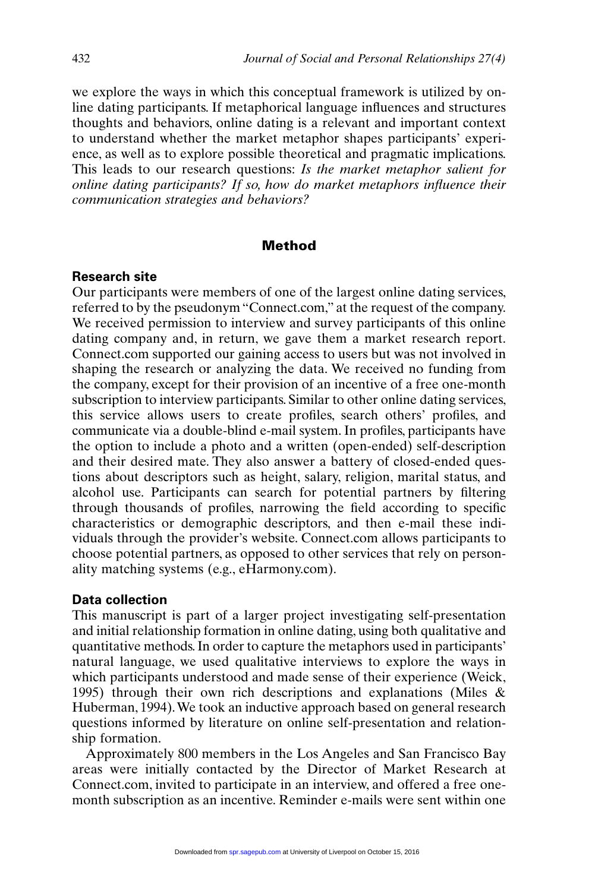we explore the ways in which this conceptual framework is utilized by online dating participants. If metaphorical language influences and structures thoughts and behaviors, online dating is a relevant and important context to understand whether the market metaphor shapes participants' experience, as well as to explore possible theoretical and pragmatic implications. This leads to our research questions: *Is the market metaphor salient for online dating participants? If so, how do market metaphors influence their communication strategies and behaviors?*

## Method

### Research site

Our participants were members of one of the largest online dating services, referred to by the pseudonym "Connect.com," at the request of the company. We received permission to interview and survey participants of this online dating company and, in return, we gave them a market research report. Connect.com supported our gaining access to users but was not involved in shaping the research or analyzing the data. We received no funding from the company, except for their provision of an incentive of a free one-month subscription to interview participants. Similar to other online dating services, this service allows users to create profiles, search others' profiles, and communicate via a double-blind e-mail system. In profiles, participants have the option to include a photo and a written (open-ended) self-description and their desired mate. They also answer a battery of closed-ended questions about descriptors such as height, salary, religion, marital status, and alcohol use. Participants can search for potential partners by filtering through thousands of profiles, narrowing the field according to specific characteristics or demographic descriptors, and then e-mail these individuals through the provider's website. Connect.com allows participants to choose potential partners, as opposed to other services that rely on personality matching systems (e.g., eHarmony.com).

### Data collection

This manuscript is part of a larger project investigating self-presentation and initial relationship formation in online dating, using both qualitative and quantitative methods. In order to capture the metaphors used in participants' natural language, we used qualitative interviews to explore the ways in which participants understood and made sense of their experience (Weick, 1995) through their own rich descriptions and explanations (Miles & Huberman, 1994). We took an inductive approach based on general research questions informed by literature on online self-presentation and relationship formation.

Approximately 800 members in the Los Angeles and San Francisco Bay areas were initially contacted by the Director of Market Research at Connect.com, invited to participate in an interview, and offered a free one-month subscription as an incentive. Reminder e-mails were sent within one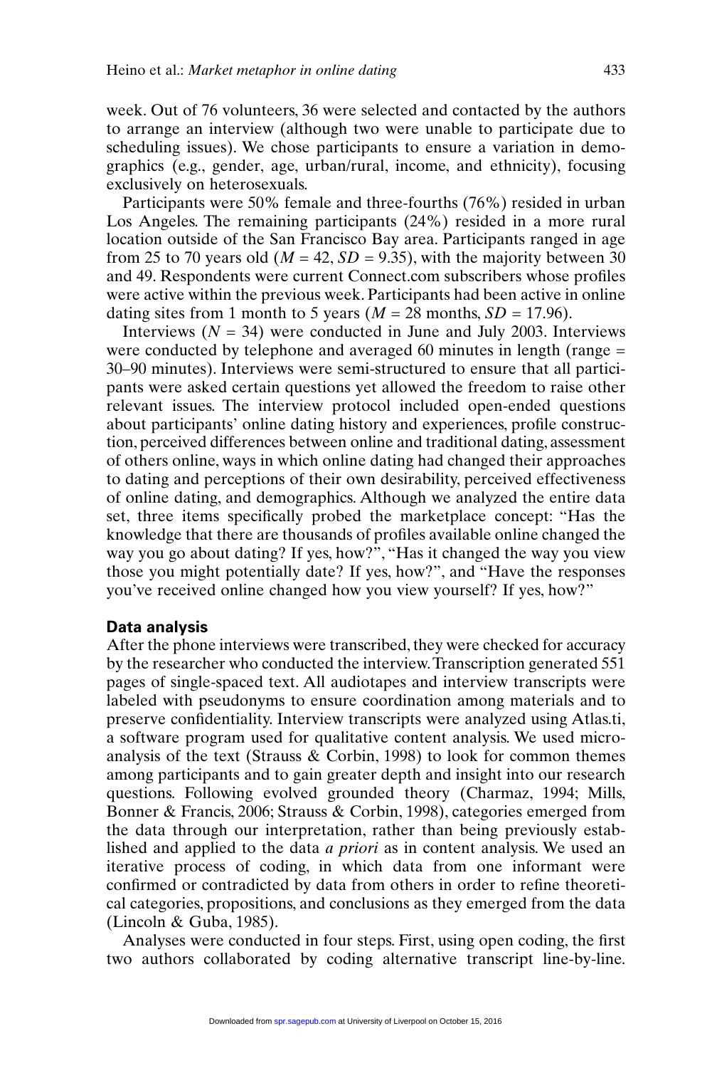week. Out of 76 volunteers, 36 were selected and contacted by the authors to arrange an interview (although two were unable to participate due to scheduling issues). We chose participants to ensure a variation in demographics (e.g., gender, age, urban/rural, income, and ethnicity), focusing exclusively on heterosexuals.

Participants were 50% female and three-fourths (76%) resided in urban Los Angeles. The remaining participants (24%) resided in a more rural location outside of the San Francisco Bay area. Participants ranged in age from 25 to 70 years old ($M = 42$, $SD = 9.35$), with the majority between 30 and 49. Respondents were current Connect.com subscribers whose profiles were active within the previous week. Participants had been active in online dating sites from 1 month to 5 years ($M = 28$ months, $SD = 17.96$).

Interviews ($N = 34$) were conducted in June and July 2003. Interviews were conducted by telephone and averaged 60 minutes in length (range = 30–90 minutes). Interviews were semi-structured to ensure that all participants were asked certain questions yet allowed the freedom to raise other relevant issues. The interview protocol included open-ended questions about participants' online dating history and experiences, profile construction, perceived differences between online and traditional dating, assessment of others online, ways in which online dating had changed their approaches to dating and perceptions of their own desirability, perceived effectiveness of online dating, and demographics. Although we analyzed the entire data set, three items specifically probed the marketplace concept: "Has the knowledge that there are thousands of profiles available online changed the way you go about dating? If yes, how?", "Has it changed the way you view those you might potentially date? If yes, how?", and "Have the responses you've received online changed how you view yourself? If yes, how?"

### Data analysis

After the phone interviews were transcribed, they were checked for accuracy by the researcher who conducted the interview. Transcription generated 551 pages of single-spaced text. All audiotapes and interview transcripts were labeled with pseudonyms to ensure coordination among materials and to preserve confidentiality. Interview transcripts were analyzed using Atlas.ti, a software program used for qualitative content analysis. We used microanalysis of the text (Strauss & Corbin, 1998) to look for common themes among participants and to gain greater depth and insight into our research questions. Following evolved grounded theory (Charmaz, 1994; Mills, Bonner & Francis, 2006; Strauss & Corbin, 1998), categories emerged from the data through our interpretation, rather than being previously established and applied to the data *a priori* as in content analysis. We used an iterative process of coding, in which data from one informant were confirmed or contradicted by data from others in order to refine theoretical categories, propositions, and conclusions as they emerged from the data (Lincoln & Guba, 1985).

Analyses were conducted in four steps. First, using open coding, the first two authors collaborated by coding alternative transcript line-by-line.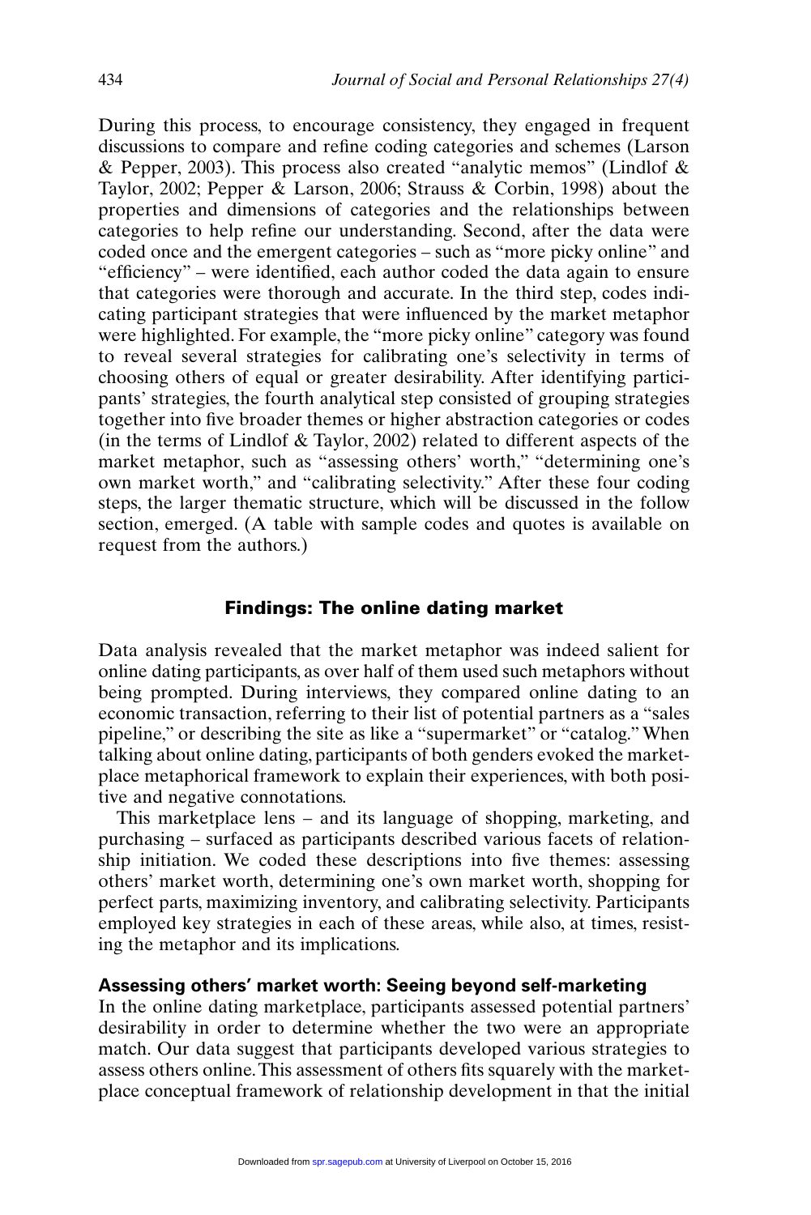During this process, to encourage consistency, they engaged in frequent discussions to compare and refine coding categories and schemes (Larson & Pepper, 2003). This process also created "analytic memos" (Lindlof & Taylor, 2002; Pepper & Larson, 2006; Strauss & Corbin, 1998) about the properties and dimensions of categories and the relationships between categories to help refine our understanding. Second, after the data were coded once and the emergent categories – such as "more picky online" and "efficiency" – were identified, each author coded the data again to ensure that categories were thorough and accurate. In the third step, codes indicating participant strategies that were influenced by the market metaphor were highlighted. For example, the "more picky online" category was found to reveal several strategies for calibrating one's selectivity in terms of choosing others of equal or greater desirability. After identifying participants' strategies, the fourth analytical step consisted of grouping strategies together into five broader themes or higher abstraction categories or codes (in the terms of Lindlof & Taylor, 2002) related to different aspects of the market metaphor, such as "assessing others' worth," "determining one's own market worth," and "calibrating selectivity." After these four coding steps, the larger thematic structure, which will be discussed in the follow section, emerged. (A table with sample codes and quotes is available on request from the authors.)

## Findings: The online dating market

Data analysis revealed that the market metaphor was indeed salient for online dating participants, as over half of them used such metaphors without being prompted. During interviews, they compared online dating to an economic transaction, referring to their list of potential partners as a "sales pipeline," or describing the site as like a "supermarket" or "catalog." When talking about online dating, participants of both genders evoked the marketplace metaphorical framework to explain their experiences, with both positive and negative connotations.

This marketplace lens – and its language of shopping, marketing, and purchasing – surfaced as participants described various facets of relationship initiation. We coded these descriptions into five themes: assessing others' market worth, determining one's own market worth, shopping for perfect parts, maximizing inventory, and calibrating selectivity. Participants employed key strategies in each of these areas, while also, at times, resisting the metaphor and its implications.

### Assessing others' market worth: Seeing beyond self-marketing

In the online dating marketplace, participants assessed potential partners' desirability in order to determine whether the two were an appropriate match. Our data suggest that participants developed various strategies to assess others online. This assessment of others fits squarely with the marketplace conceptual framework of relationship development in that the initial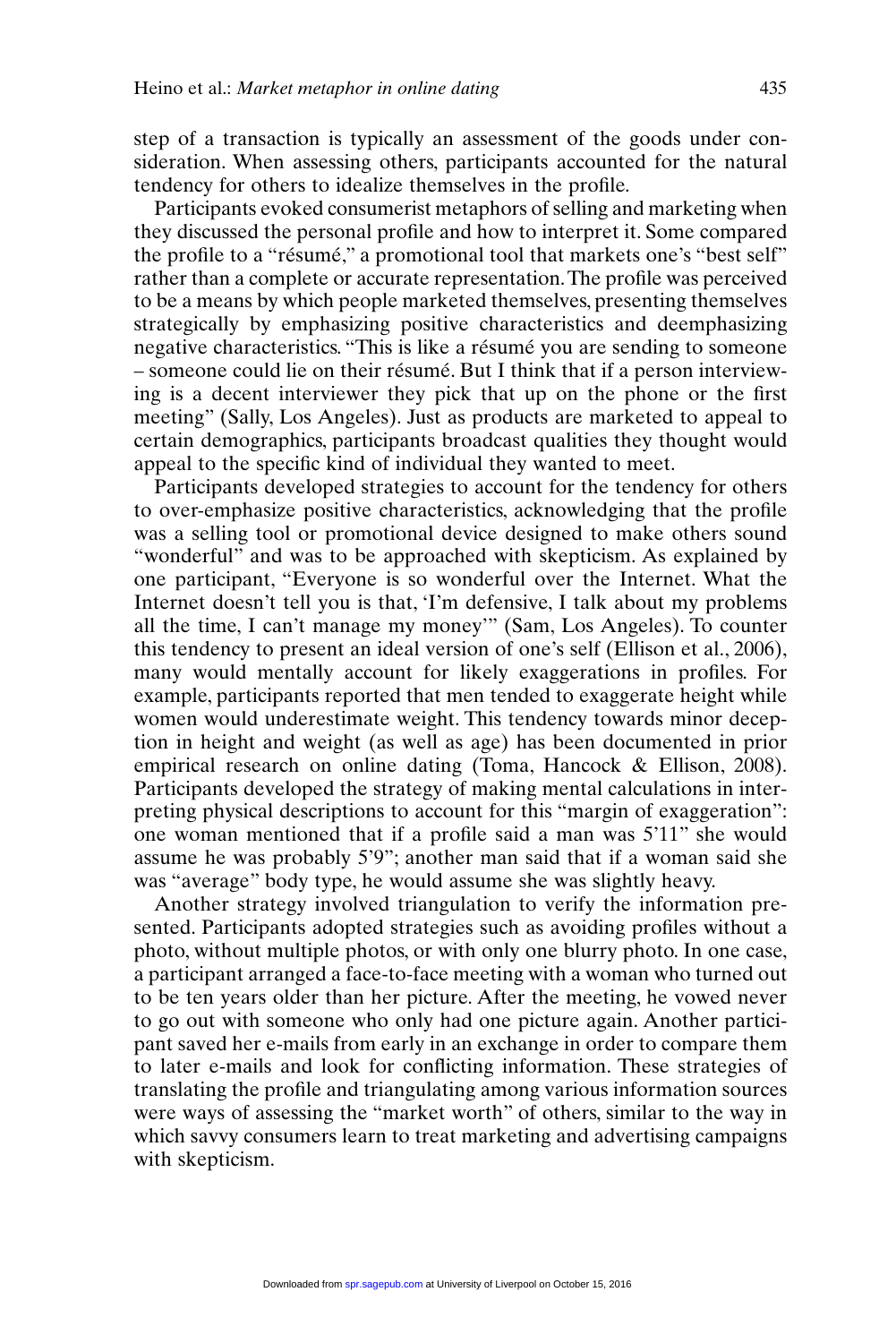step of a transaction is typically an assessment of the goods under consideration. When assessing others, participants accounted for the natural tendency for others to idealize themselves in the profile.

Participants evoked consumerist metaphors of selling and marketing when they discussed the personal profile and how to interpret it. Some compared the profile to a "résumé," a promotional tool that markets one's "best self" rather than a complete or accurate representation. The profile was perceived to be a means by which people marketed themselves, presenting themselves strategically by emphasizing positive characteristics and deemphasizing negative characteristics. "This is like a résumé you are sending to someone – someone could lie on their résumé. But I think that if a person interviewing is a decent interviewer they pick that up on the phone or the first meeting" (Sally, Los Angeles). Just as products are marketed to appeal to certain demographics, participants broadcast qualities they thought would appeal to the specific kind of individual they wanted to meet.

Participants developed strategies to account for the tendency for others to over-emphasize positive characteristics, acknowledging that the profile was a selling tool or promotional device designed to make others sound "wonderful" and was to be approached with skepticism. As explained by one participant, "Everyone is so wonderful over the Internet. What the Internet doesn't tell you is that, 'I'm defensive, I talk about my problems all the time, I can't manage my money'" (Sam, Los Angeles). To counter this tendency to present an ideal version of one's self (Ellison et al., 2006), many would mentally account for likely exaggerations in profiles. For example, participants reported that men tended to exaggerate height while women would underestimate weight. This tendency towards minor deception in height and weight (as well as age) has been documented in prior empirical research on online dating (Toma, Hancock & Ellison, 2008). Participants developed the strategy of making mental calculations in interpreting physical descriptions to account for this "margin of exaggeration": one woman mentioned that if a profile said a man was 5'11" she would assume he was probably 5'9"; another man said that if a woman said she was "average" body type, he would assume she was slightly heavy.

Another strategy involved triangulation to verify the information presented. Participants adopted strategies such as avoiding profiles without a photo, without multiple photos, or with only one blurry photo. In one case, a participant arranged a face-to-face meeting with a woman who turned out to be ten years older than her picture. After the meeting, he vowed never to go out with someone who only had one picture again. Another participant saved her e-mails from early in an exchange in order to compare them to later e-mails and look for conflicting information. These strategies of translating the profile and triangulating among various information sources were ways of assessing the "market worth" of others, similar to the way in which savvy consumers learn to treat marketing and advertising campaigns with skepticism.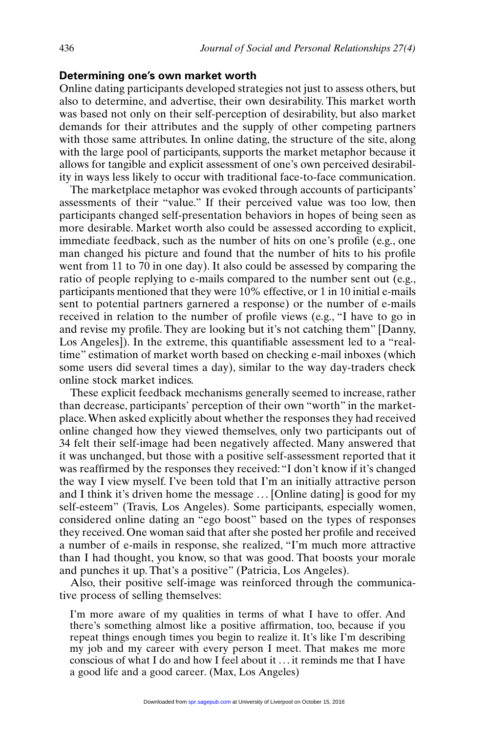## Determining one's own market worth

Online dating participants developed strategies not just to assess others, but also to determine, and advertise, their own desirability. This market worth was based not only on their self-perception of desirability, but also market demands for their attributes and the supply of other competing partners with those same attributes. In online dating, the structure of the site, along with the large pool of participants, supports the market metaphor because it allows for tangible and explicit assessment of one's own perceived desirability in ways less likely to occur with traditional face-to-face communication.

The marketplace metaphor was evoked through accounts of participants' assessments of their "value." If their perceived value was too low, then participants changed self-presentation behaviors in hopes of being seen as more desirable. Market worth also could be assessed according to explicit, immediate feedback, such as the number of hits on one's profile (e.g., one man changed his picture and found that the number of hits to his profile went from 11 to 70 in one day). It also could be assessed by comparing the ratio of people replying to e-mails compared to the number sent out (e.g., participants mentioned that they were 10% effective, or 1 in 10 initial e-mails sent to potential partners garnered a response) or the number of e-mails received in relation to the number of profile views (e.g., "I have to go in and revise my profile. They are looking but it's not catching them" [Danny, Los Angeles]). In the extreme, this quantifiable assessment led to a "real-time" estimation of market worth based on checking e-mail inboxes (which some users did several times a day), similar to the way day-traders check online stock market indices.

These explicit feedback mechanisms generally seemed to increase, rather than decrease, participants' perception of their own "worth" in the marketplace. When asked explicitly about whether the responses they had received online changed how they viewed themselves, only two participants out of 34 felt their self-image had been negatively affected. Many answered that it was unchanged, but those with a positive self-assessment reported that it was reaffirmed by the responses they received: "I don't know if it's changed the way I view myself. I've been told that I'm an initially attractive person and I think it's driven home the message … [Online dating] is good for my self-esteem" (Travis, Los Angeles). Some participants, especially women, considered online dating an "ego boost" based on the types of responses they received. One woman said that after she posted her profile and received a number of e-mails in response, she realized, "I'm much more attractive than I had thought, you know, so that was good. That boosts your morale and punches it up. That's a positive" (Patricia, Los Angeles).

Also, their positive self-image was reinforced through the communicative process of selling themselves:

> I'm more aware of my qualities in terms of what I have to offer. And there's something almost like a positive affirmation, too, because if you repeat things enough times you begin to realize it. It's like I'm describing my job and my career with every person I meet. That makes me more conscious of what I do and how I feel about it … it reminds me that I have a good life and a good career. (Max, Los Angeles)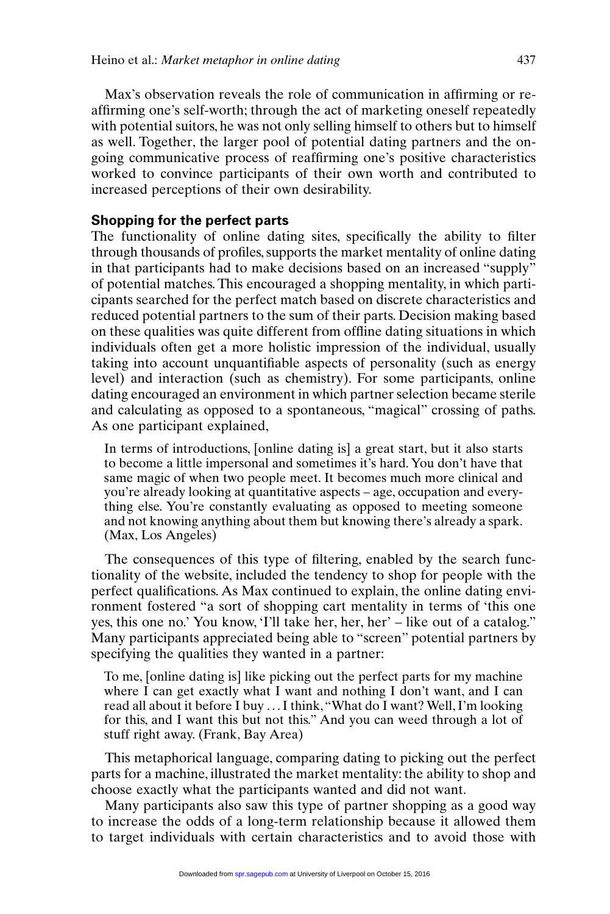Max's observation reveals the role of communication in affirming or reaffirming one's self-worth; through the act of marketing oneself repeatedly with potential suitors, he was not only selling himself to others but to himself as well. Together, the larger pool of potential dating partners and the ongoing communicative process of reaffirming one's positive characteristics worked to convince participants of their own worth and contributed to increased perceptions of their own desirability.

### Shopping for the perfect parts

The functionality of online dating sites, specifically the ability to filter through thousands of profiles, supports the market mentality of online dating in that participants had to make decisions based on an increased "supply" of potential matches. This encouraged a shopping mentality, in which participants searched for the perfect match based on discrete characteristics and reduced potential partners to the sum of their parts. Decision making based on these qualities was quite different from offline dating situations in which individuals often get a more holistic impression of the individual, usually taking into account unquantifiable aspects of personality (such as energy level) and interaction (such as chemistry). For some participants, online dating encouraged an environment in which partner selection became sterile and calculating as opposed to a spontaneous, "magical" crossing of paths. As one participant explained,

> In terms of introductions, [online dating is] a great start, but it also starts to become a little impersonal and sometimes it's hard. You don't have that same magic of when two people meet. It becomes much more clinical and you're already looking at quantitative aspects – age, occupation and everything else. You're constantly evaluating as opposed to meeting someone and not knowing anything about them but knowing there's already a spark. (Max, Los Angeles)

The consequences of this type of filtering, enabled by the search functionality of the website, included the tendency to shop for people with the perfect qualifications. As Max continued to explain, the online dating environment fostered "a sort of shopping cart mentality in terms of 'this one yes, this one no.' You know, 'I'll take her, her, her' – like out of a catalog." Many participants appreciated being able to "screen" potential partners by specifying the qualities they wanted in a partner:

> To me, [online dating is] like picking out the perfect parts for my machine where I can get exactly what I want and nothing I don't want, and I can read all about it before I buy ... I think, "What do I want? Well, I'm looking for this, and I want this but not this." And you can weed through a lot of stuff right away. (Frank, Bay Area)

This metaphorical language, comparing dating to picking out the perfect parts for a machine, illustrated the market mentality: the ability to shop and choose exactly what the participants wanted and did not want.

Many participants also saw this type of partner shopping as a good way to increase the odds of a long-term relationship because it allowed them to target individuals with certain characteristics and to avoid those with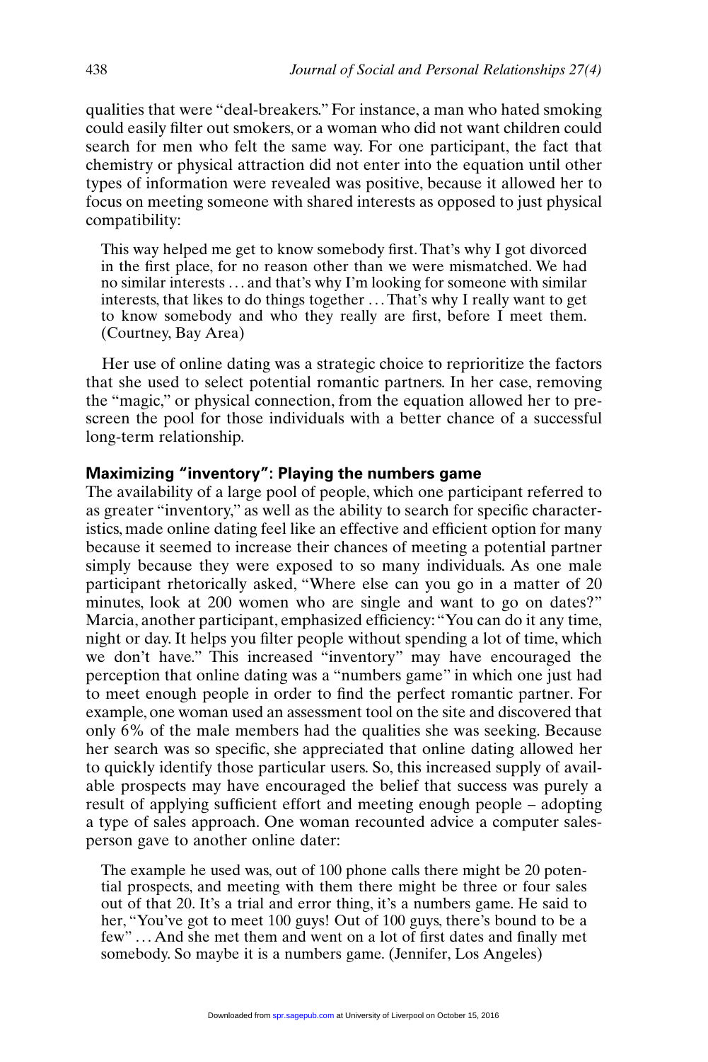qualities that were "deal-breakers." For instance, a man who hated smoking could easily filter out smokers, or a woman who did not want children could search for men who felt the same way. For one participant, the fact that chemistry or physical attraction did not enter into the equation until other types of information were revealed was positive, because it allowed her to focus on meeting someone with shared interests as opposed to just physical compatibility:

> This way helped me get to know somebody first. That's why I got divorced in the first place, for no reason other than we were mismatched. We had no similar interests … and that's why I'm looking for someone with similar interests, that likes to do things together … That's why I really want to get to know somebody and who they really are first, before I meet them. (Courtney, Bay Area)

Her use of online dating was a strategic choice to reprioritize the factors that she used to select potential romantic partners. In her case, removing the "magic," or physical connection, from the equation allowed her to prescreen the pool for those individuals with a better chance of a successful long-term relationship.

### Maximizing "inventory": Playing the numbers game

The availability of a large pool of people, which one participant referred to as greater "inventory," as well as the ability to search for specific characteristics, made online dating feel like an effective and efficient option for many because it seemed to increase their chances of meeting a potential partner simply because they were exposed to so many individuals. As one male participant rhetorically asked, "Where else can you go in a matter of 20 minutes, look at 200 women who are single and want to go on dates?" Marcia, another participant, emphasized efficiency: "You can do it any time, night or day. It helps you filter people without spending a lot of time, which we don't have." This increased "inventory" may have encouraged the perception that online dating was a "numbers game" in which one just had to meet enough people in order to find the perfect romantic partner. For example, one woman used an assessment tool on the site and discovered that only 6% of the male members had the qualities she was seeking. Because her search was so specific, she appreciated that online dating allowed her to quickly identify those particular users. So, this increased supply of available prospects may have encouraged the belief that success was purely a result of applying sufficient effort and meeting enough people – adopting a type of sales approach. One woman recounted advice a computer salesperson gave to another online dater:

> The example he used was, out of 100 phone calls there might be 20 potential prospects, and meeting with them there might be three or four sales out of that 20. It's a trial and error thing, it's a numbers game. He said to her, "You've got to meet 100 guys! Out of 100 guys, there's bound to be a few" … And she met them and went on a lot of first dates and finally met somebody. So maybe it is a numbers game. (Jennifer, Los Angeles)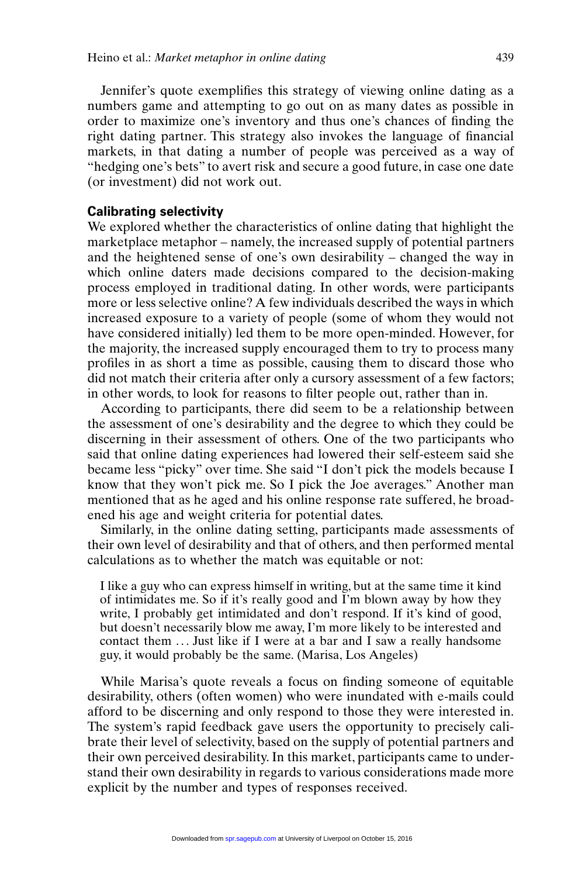Jennifer's quote exemplifies this strategy of viewing online dating as a numbers game and attempting to go out on as many dates as possible in order to maximize one's inventory and thus one's chances of finding the right dating partner. This strategy also invokes the language of financial markets, in that dating a number of people was perceived as a way of "hedging one's bets" to avert risk and secure a good future, in case one date (or investment) did not work out.

### Calibrating selectivity

We explored whether the characteristics of online dating that highlight the marketplace metaphor – namely, the increased supply of potential partners and the heightened sense of one's own desirability – changed the way in which online daters made decisions compared to the decision-making process employed in traditional dating. In other words, were participants more or less selective online? A few individuals described the ways in which increased exposure to a variety of people (some of whom they would not have considered initially) led them to be more open-minded. However, for the majority, the increased supply encouraged them to try to process many profiles in as short a time as possible, causing them to discard those who did not match their criteria after only a cursory assessment of a few factors; in other words, to look for reasons to filter people out, rather than in.

According to participants, there did seem to be a relationship between the assessment of one's desirability and the degree to which they could be discerning in their assessment of others. One of the two participants who said that online dating experiences had lowered their self-esteem said she became less "picky" over time. She said "I don't pick the models because I know that they won't pick me. So I pick the Joe averages." Another man mentioned that as he aged and his online response rate suffered, he broadened his age and weight criteria for potential dates.

Similarly, in the online dating setting, participants made assessments of their own level of desirability and that of others, and then performed mental calculations as to whether the match was equitable or not:

> I like a guy who can express himself in writing, but at the same time it kind of intimidates me. So if it's really good and I'm blown away by how they write, I probably get intimidated and don't respond. If it's kind of good, but doesn't necessarily blow me away, I'm more likely to be interested and contact them … Just like if I were at a bar and I saw a really handsome guy, it would probably be the same. (Marisa, Los Angeles)

While Marisa's quote reveals a focus on finding someone of equitable desirability, others (often women) who were inundated with e-mails could afford to be discerning and only respond to those they were interested in. The system's rapid feedback gave users the opportunity to precisely calibrate their level of selectivity, based on the supply of potential partners and their own perceived desirability. In this market, participants came to understand their own desirability in regards to various considerations made more explicit by the number and types of responses received.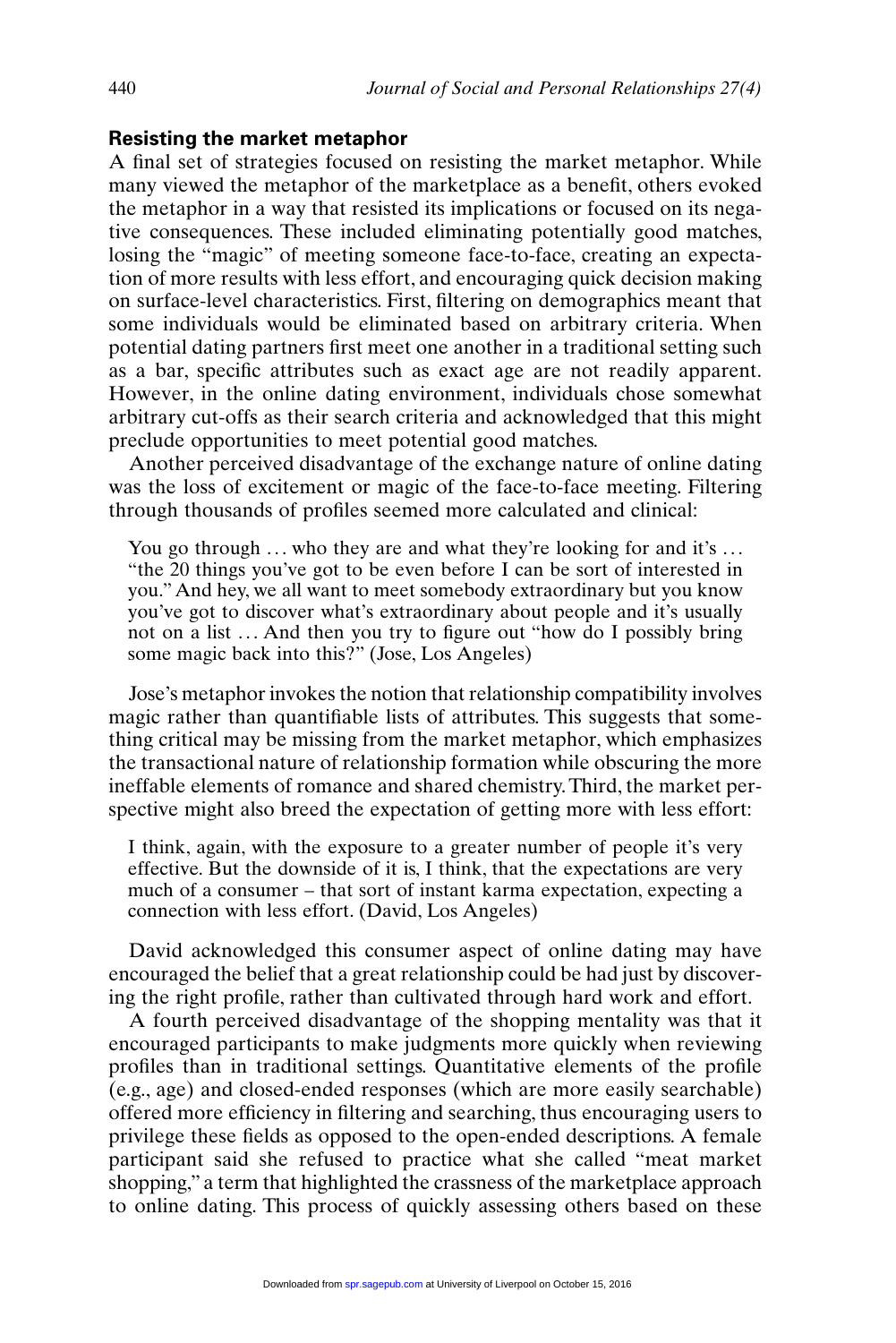### Resisting the market metaphor

A final set of strategies focused on resisting the market metaphor. While many viewed the metaphor of the marketplace as a benefit, others evoked the metaphor in a way that resisted its implications or focused on its negative consequences. These included eliminating potentially good matches, losing the "magic" of meeting someone face-to-face, creating an expectation of more results with less effort, and encouraging quick decision making on surface-level characteristics. First, filtering on demographics meant that some individuals would be eliminated based on arbitrary criteria. When potential dating partners first meet one another in a traditional setting such as a bar, specific attributes such as exact age are not readily apparent. However, in the online dating environment, individuals chose somewhat arbitrary cut-offs as their search criteria and acknowledged that this might preclude opportunities to meet potential good matches.

Another perceived disadvantage of the exchange nature of online dating was the loss of excitement or magic of the face-to-face meeting. Filtering through thousands of profiles seemed more calculated and clinical:

> You go through … who they are and what they're looking for and it's … "the 20 things you've got to be even before I can be sort of interested in you." And hey, we all want to meet somebody extraordinary but you know you've got to discover what's extraordinary about people and it's usually not on a list … And then you try to figure out "how do I possibly bring some magic back into this?" (Jose, Los Angeles)

Jose's metaphor invokes the notion that relationship compatibility involves magic rather than quantifiable lists of attributes. This suggests that something critical may be missing from the market metaphor, which emphasizes the transactional nature of relationship formation while obscuring the more ineffable elements of romance and shared chemistry. Third, the market perspective might also breed the expectation of getting more with less effort:

> I think, again, with the exposure to a greater number of people it's very effective. But the downside of it is, I think, that the expectations are very much of a consumer – that sort of instant karma expectation, expecting a connection with less effort. (David, Los Angeles)

David acknowledged this consumer aspect of online dating may have encouraged the belief that a great relationship could be had just by discovering the right profile, rather than cultivated through hard work and effort.

A fourth perceived disadvantage of the shopping mentality was that it encouraged participants to make judgments more quickly when reviewing profiles than in traditional settings. Quantitative elements of the profile (e.g., age) and closed-ended responses (which are more easily searchable) offered more efficiency in filtering and searching, thus encouraging users to privilege these fields as opposed to the open-ended descriptions. A female participant said she refused to practice what she called "meat market shopping," a term that highlighted the crassness of the marketplace approach to online dating. This process of quickly assessing others based on these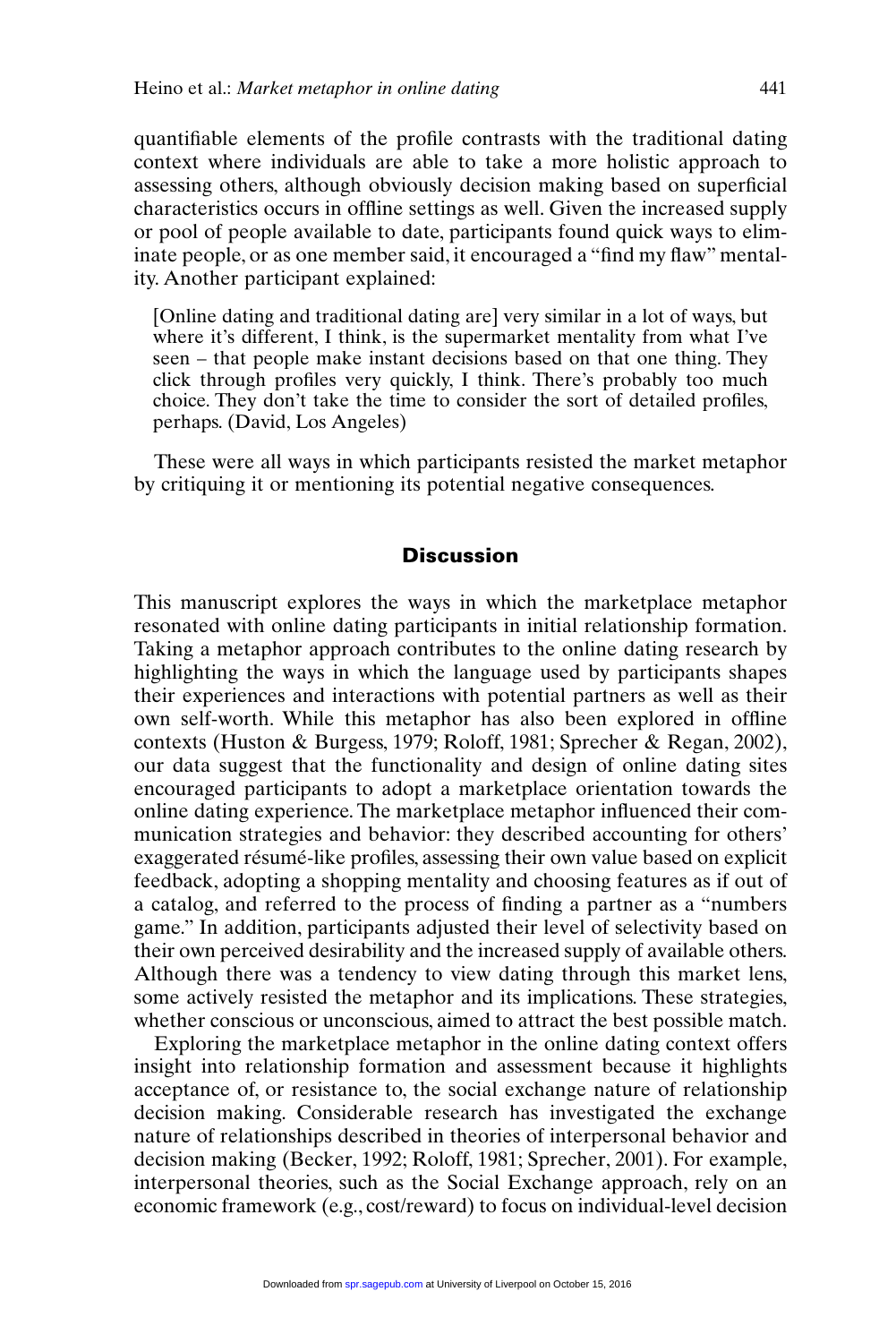quantifiable elements of the profile contrasts with the traditional dating context where individuals are able to take a more holistic approach to assessing others, although obviously decision making based on superficial characteristics occurs in offline settings as well. Given the increased supply or pool of people available to date, participants found quick ways to eliminate people, or as one member said, it encouraged a "find my flaw" mentality. Another participant explained:

> [Online dating and traditional dating are] very similar in a lot of ways, but where it's different, I think, is the supermarket mentality from what I've seen – that people make instant decisions based on that one thing. They click through profiles very quickly, I think. There's probably too much choice. They don't take the time to consider the sort of detailed profiles, perhaps. (David, Los Angeles)

These were all ways in which participants resisted the market metaphor by critiquing it or mentioning its potential negative consequences.

## Discussion

This manuscript explores the ways in which the marketplace metaphor resonated with online dating participants in initial relationship formation. Taking a metaphor approach contributes to the online dating research by highlighting the ways in which the language used by participants shapes their experiences and interactions with potential partners as well as their own self-worth. While this metaphor has also been explored in offline contexts (Huston & Burgess, 1979; Roloff, 1981; Sprecher & Regan, 2002), our data suggest that the functionality and design of online dating sites encouraged participants to adopt a marketplace orientation towards the online dating experience. The marketplace metaphor influenced their communication strategies and behavior: they described accounting for others' exaggerated résumé-like profiles, assessing their own value based on explicit feedback, adopting a shopping mentality and choosing features as if out of a catalog, and referred to the process of finding a partner as a "numbers game." In addition, participants adjusted their level of selectivity based on their own perceived desirability and the increased supply of available others. Although there was a tendency to view dating through this market lens, some actively resisted the metaphor and its implications. These strategies, whether conscious or unconscious, aimed to attract the best possible match.

Exploring the marketplace metaphor in the online dating context offers insight into relationship formation and assessment because it highlights acceptance of, or resistance to, the social exchange nature of relationship decision making. Considerable research has investigated the exchange nature of relationships described in theories of interpersonal behavior and decision making (Becker, 1992; Roloff, 1981; Sprecher, 2001). For example, interpersonal theories, such as the Social Exchange approach, rely on an economic framework (e.g., cost/reward) to focus on individual-level decision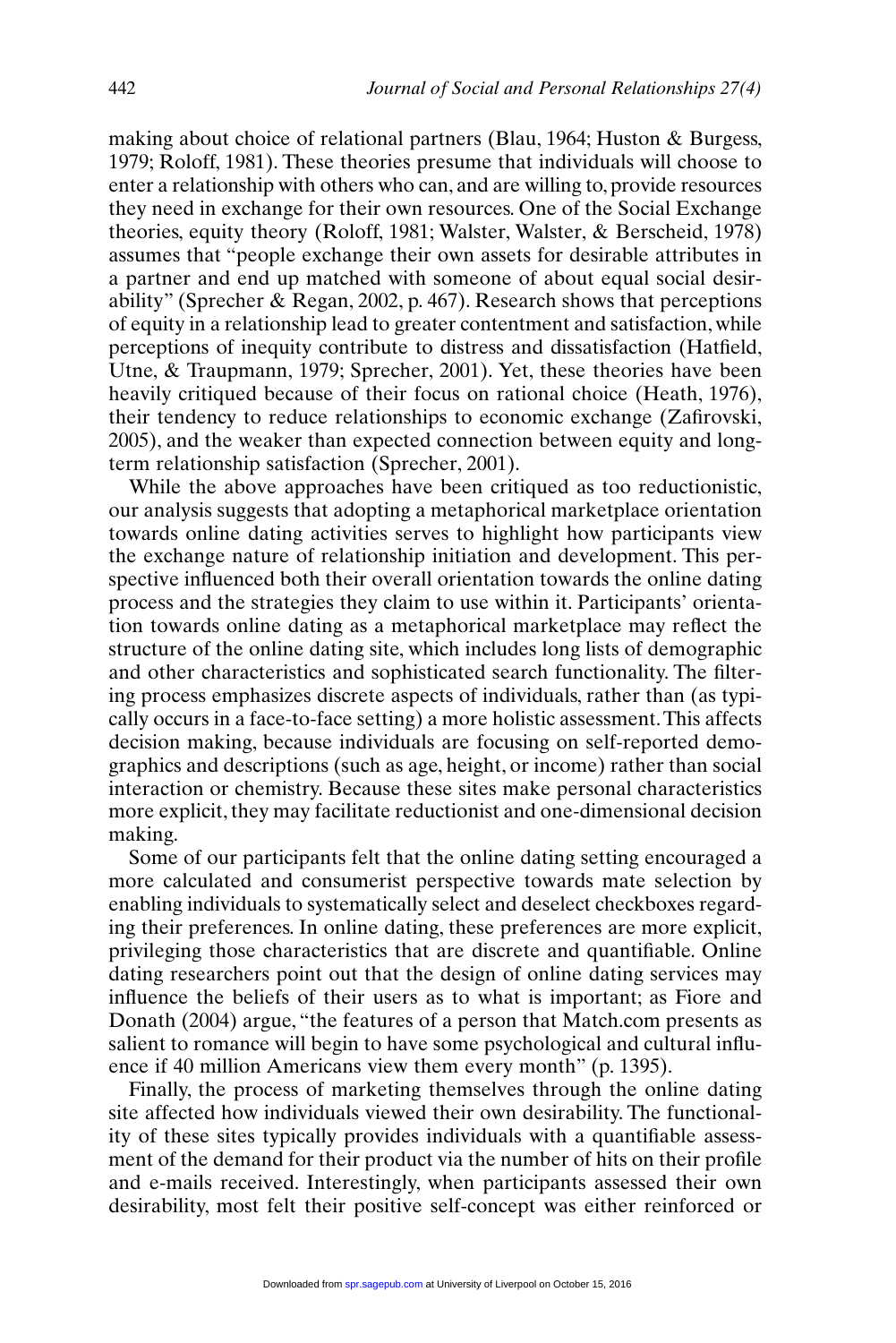making about choice of relational partners (Blau, 1964; Huston & Burgess, 1979; Roloff, 1981). These theories presume that individuals will choose to enter a relationship with others who can, and are willing to, provide resources they need in exchange for their own resources. One of the Social Exchange theories, equity theory (Roloff, 1981; Walster, Walster, & Berscheid, 1978) assumes that "people exchange their own assets for desirable attributes in a partner and end up matched with someone of about equal social desirability" (Sprecher & Regan, 2002, p. 467). Research shows that perceptions of equity in a relationship lead to greater contentment and satisfaction, while perceptions of inequity contribute to distress and dissatisfaction (Hatfield, Utne, & Traupmann, 1979; Sprecher, 2001). Yet, these theories have been heavily critiqued because of their focus on rational choice (Heath, 1976), their tendency to reduce relationships to economic exchange (Zafirovski, 2005), and the weaker than expected connection between equity and long-term relationship satisfaction (Sprecher, 2001).

While the above approaches have been critiqued as too reductionistic, our analysis suggests that adopting a metaphorical marketplace orientation towards online dating activities serves to highlight how participants view the exchange nature of relationship initiation and development. This perspective influenced both their overall orientation towards the online dating process and the strategies they claim to use within it. Participants' orientation towards online dating as a metaphorical marketplace may reflect the structure of the online dating site, which includes long lists of demographic and other characteristics and sophisticated search functionality. The filtering process emphasizes discrete aspects of individuals, rather than (as typically occurs in a face-to-face setting) a more holistic assessment. This affects decision making, because individuals are focusing on self-reported demographics and descriptions (such as age, height, or income) rather than social interaction or chemistry. Because these sites make personal characteristics more explicit, they may facilitate reductionist and one-dimensional decision making.

Some of our participants felt that the online dating setting encouraged a more calculated and consumerist perspective towards mate selection by enabling individuals to systematically select and deselect checkboxes regarding their preferences. In online dating, these preferences are more explicit, privileging those characteristics that are discrete and quantifiable. Online dating researchers point out that the design of online dating services may influence the beliefs of their users as to what is important; as Fiore and Donath (2004) argue, "the features of a person that Match.com presents as salient to romance will begin to have some psychological and cultural influence if 40 million Americans view them every month" (p. 1395).

Finally, the process of marketing themselves through the online dating site affected how individuals viewed their own desirability. The functionality of these sites typically provides individuals with a quantifiable assessment of the demand for their product via the number of hits on their profile and e-mails received. Interestingly, when participants assessed their own desirability, most felt their positive self-concept was either reinforced or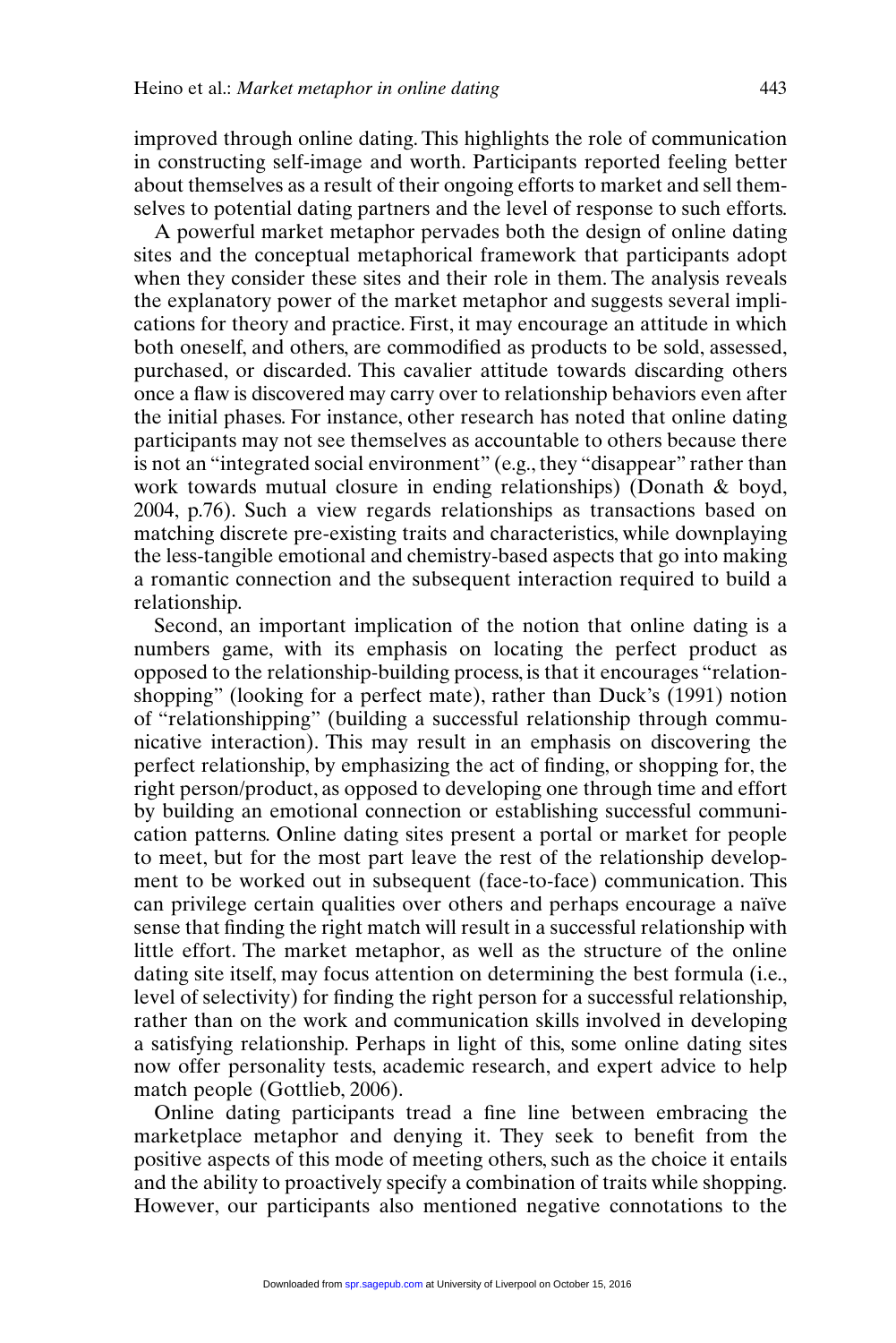improved through online dating. This highlights the role of communication in constructing self-image and worth. Participants reported feeling better about themselves as a result of their ongoing efforts to market and sell themselves to potential dating partners and the level of response to such efforts.

A powerful market metaphor pervades both the design of online dating sites and the conceptual metaphorical framework that participants adopt when they consider these sites and their role in them. The analysis reveals the explanatory power of the market metaphor and suggests several implications for theory and practice. First, it may encourage an attitude in which both oneself, and others, are commodified as products to be sold, assessed, purchased, or discarded. This cavalier attitude towards discarding others once a flaw is discovered may carry over to relationship behaviors even after the initial phases. For instance, other research has noted that online dating participants may not see themselves as accountable to others because there is not an "integrated social environment" (e.g., they "disappear" rather than work towards mutual closure in ending relationships) (Donath & boyd, 2004, p.76). Such a view regards relationships as transactions based on matching discrete pre-existing traits and characteristics, while downplaying the less-tangible emotional and chemistry-based aspects that go into making a romantic connection and the subsequent interaction required to build a relationship.

Second, an important implication of the notion that online dating is a numbers game, with its emphasis on locating the perfect product as opposed to the relationship-building process, is that it encourages "relationshopping" (looking for a perfect mate), rather than Duck's (1991) notion of "relationshipping" (building a successful relationship through communicative interaction). This may result in an emphasis on discovering the perfect relationship, by emphasizing the act of finding, or shopping for, the right person/product, as opposed to developing one through time and effort by building an emotional connection or establishing successful communication patterns. Online dating sites present a portal or market for people to meet, but for the most part leave the rest of the relationship development to be worked out in subsequent (face-to-face) communication. This can privilege certain qualities over others and perhaps encourage a naïve sense that finding the right match will result in a successful relationship with little effort. The market metaphor, as well as the structure of the online dating site itself, may focus attention on determining the best formula (i.e., level of selectivity) for finding the right person for a successful relationship, rather than on the work and communication skills involved in developing a satisfying relationship. Perhaps in light of this, some online dating sites now offer personality tests, academic research, and expert advice to help match people (Gottlieb, 2006).

Online dating participants tread a fine line between embracing the marketplace metaphor and denying it. They seek to benefit from the positive aspects of this mode of meeting others, such as the choice it entails and the ability to proactively specify a combination of traits while shopping. However, our participants also mentioned negative connotations to the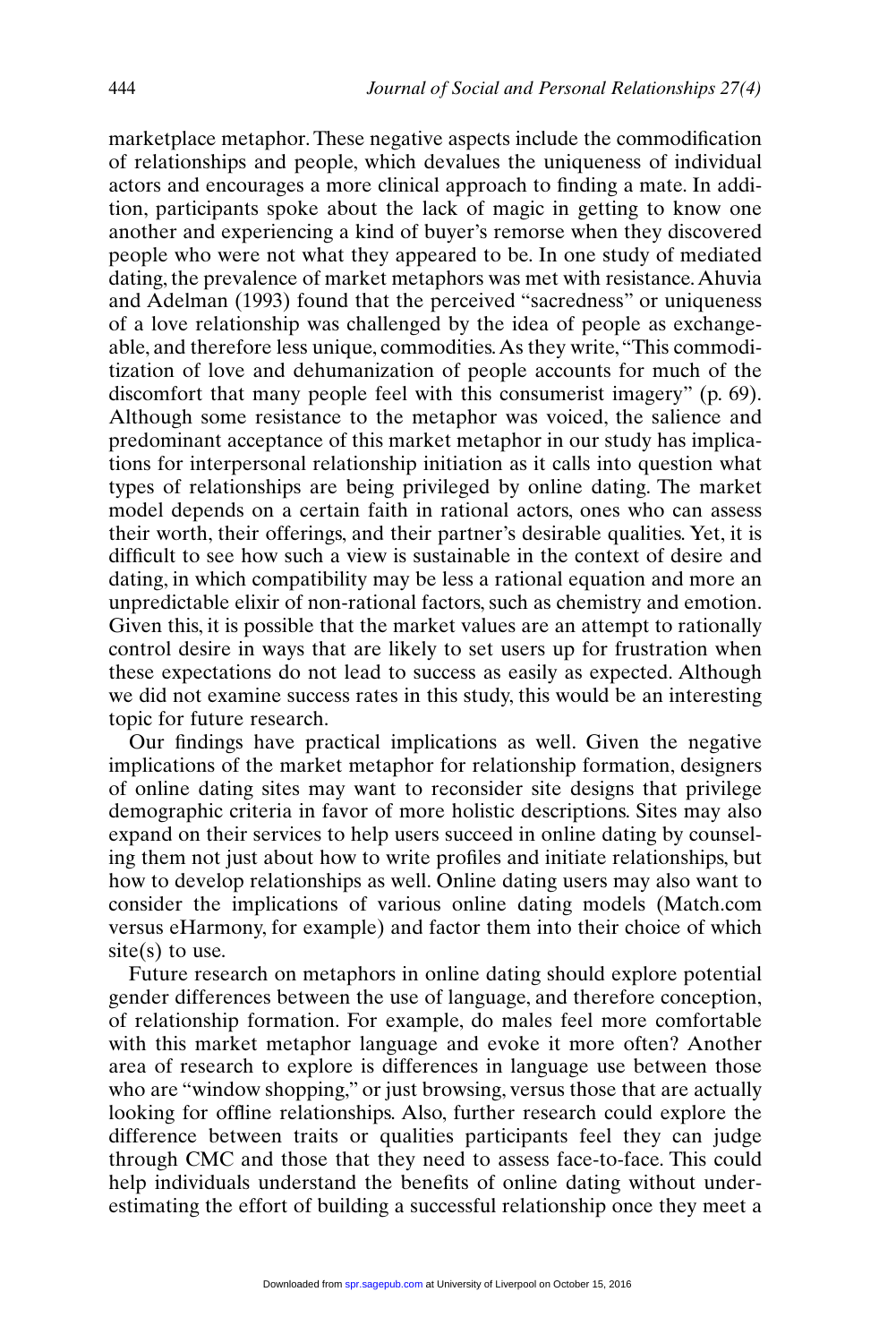marketplace metaphor. These negative aspects include the commodification of relationships and people, which devalues the uniqueness of individual actors and encourages a more clinical approach to finding a mate. In addition, participants spoke about the lack of magic in getting to know one another and experiencing a kind of buyer's remorse when they discovered people who were not what they appeared to be. In one study of mediated dating, the prevalence of market metaphors was met with resistance. Ahuvia and Adelman (1993) found that the perceived "sacredness" or uniqueness of a love relationship was challenged by the idea of people as exchangeable, and therefore less unique, commodities. As they write, "This commoditization of love and dehumanization of people accounts for much of the discomfort that many people feel with this consumerist imagery" (p. 69). Although some resistance to the metaphor was voiced, the salience and predominant acceptance of this market metaphor in our study has implications for interpersonal relationship initiation as it calls into question what types of relationships are being privileged by online dating. The market model depends on a certain faith in rational actors, ones who can assess their worth, their offerings, and their partner's desirable qualities. Yet, it is difficult to see how such a view is sustainable in the context of desire and dating, in which compatibility may be less a rational equation and more an unpredictable elixir of non-rational factors, such as chemistry and emotion. Given this, it is possible that the market values are an attempt to rationally control desire in ways that are likely to set users up for frustration when these expectations do not lead to success as easily as expected. Although we did not examine success rates in this study, this would be an interesting topic for future research.

Our findings have practical implications as well. Given the negative implications of the market metaphor for relationship formation, designers of online dating sites may want to reconsider site designs that privilege demographic criteria in favor of more holistic descriptions. Sites may also expand on their services to help users succeed in online dating by counseling them not just about how to write profiles and initiate relationships, but how to develop relationships as well. Online dating users may also want to consider the implications of various online dating models (Match.com versus eHarmony, for example) and factor them into their choice of which site(s) to use.

Future research on metaphors in online dating should explore potential gender differences between the use of language, and therefore conception, of relationship formation. For example, do males feel more comfortable with this market metaphor language and evoke it more often? Another area of research to explore is differences in language use between those who are "window shopping," or just browsing, versus those that are actually looking for offline relationships. Also, further research could explore the difference between traits or qualities participants feel they can judge through CMC and those that they need to assess face-to-face. This could help individuals understand the benefits of online dating without underestimating the effort of building a successful relationship once they meet a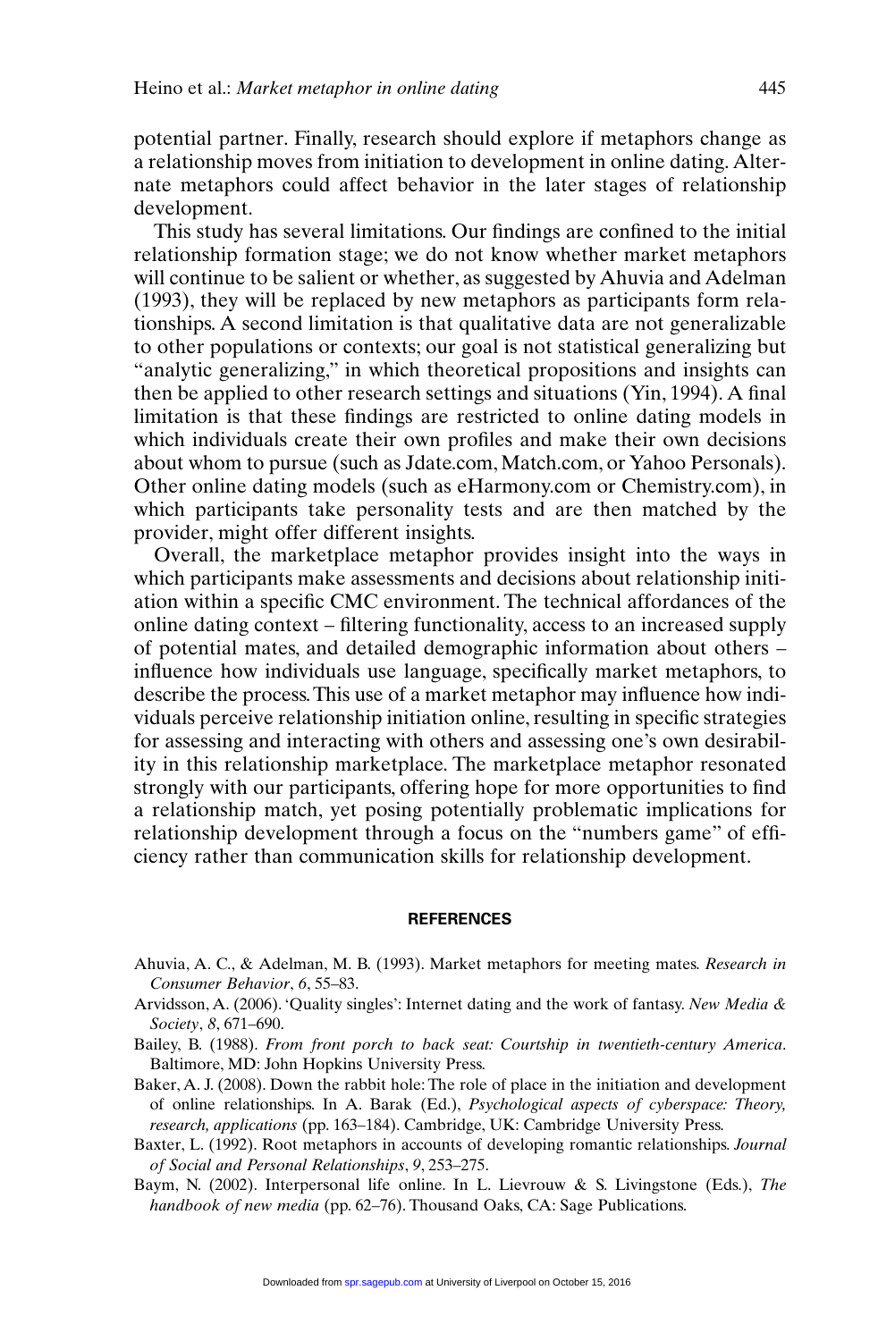potential partner. Finally, research should explore if metaphors change as a relationship moves from initiation to development in online dating. Alternate metaphors could affect behavior in the later stages of relationship development.

This study has several limitations. Our findings are confined to the initial relationship formation stage; we do not know whether market metaphors will continue to be salient or whether, as suggested by Ahuvia and Adelman (1993), they will be replaced by new metaphors as participants form relationships. A second limitation is that qualitative data are not generalizable to other populations or contexts; our goal is not statistical generalizing but "analytic generalizing," in which theoretical propositions and insights can then be applied to other research settings and situations (Yin, 1994). A final limitation is that these findings are restricted to online dating models in which individuals create their own profiles and make their own decisions about whom to pursue (such as Jdate.com, Match.com, or Yahoo Personals). Other online dating models (such as eHarmony.com or Chemistry.com), in which participants take personality tests and are then matched by the provider, might offer different insights.

Overall, the marketplace metaphor provides insight into the ways in which participants make assessments and decisions about relationship initiation within a specific CMC environment. The technical affordances of the online dating context – filtering functionality, access to an increased supply of potential mates, and detailed demographic information about others – influence how individuals use language, specifically market metaphors, to describe the process. This use of a market metaphor may influence how individuals perceive relationship initiation online, resulting in specific strategies for assessing and interacting with others and assessing one's own desirability in this relationship marketplace. The marketplace metaphor resonated strongly with our participants, offering hope for more opportunities to find a relationship match, yet posing potentially problematic implications for relationship development through a focus on the "numbers game" of efficiency rather than communication skills for relationship development.

## REFERENCES

Ahuvia, A. C., & Adelman, M. B. (1993). Market metaphors for meeting mates. *Research in Consumer Behavior*, *6*, 55–83.

Arvidsson, A. (2006). 'Quality singles': Internet dating and the work of fantasy. *New Media & Society*, *8*, 671–690.

Bailey, B. (1988). *From front porch to back seat: Courtship in twentieth-century America*. Baltimore, MD: John Hopkins University Press.

Baker, A. J. (2008). Down the rabbit hole: The role of place in the initiation and development of online relationships. In A. Barak (Ed.), *Psychological aspects of cyberspace: Theory, research, applications* (pp. 163–184). Cambridge, UK: Cambridge University Press.

Baxter, L. (1992). Root metaphors in accounts of developing romantic relationships. *Journal of Social and Personal Relationships*, *9*, 253–275.

Baym, N. (2002). Interpersonal life online. In L. Lievrouw & S. Livingstone (Eds.), *The handbook of new media* (pp. 62–76). Thousand Oaks, CA: Sage Publications.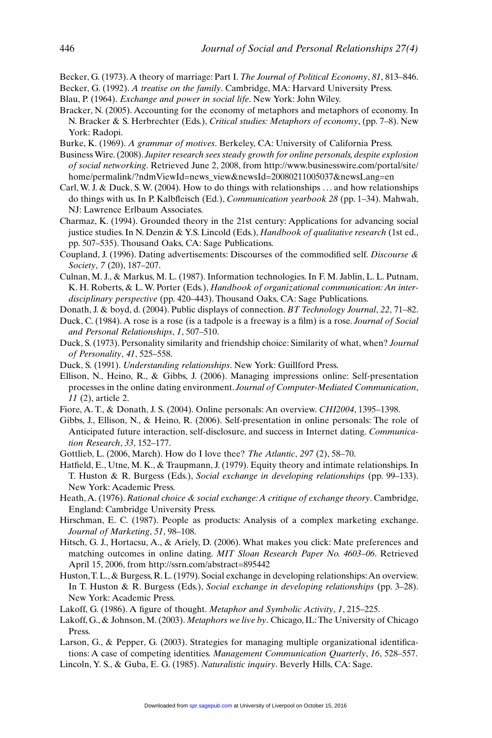Becker, G. (1973). A theory of marriage: Part I. *The Journal of Political Economy*, *81*, 813–846.

Becker, G. (1992). *A treatise on the family*. Cambridge, MA: Harvard University Press.

Blau, P. (1964). *Exchange and power in social life*. New York: John Wiley.

Bracker, N. (2005). Accounting for the economy of metaphors and metaphors of economy. In N. Bracker & S. Herbrechter (Eds.), *Critical studies: Metaphors of economy*, (pp. 7–8). New York: Radopi.

Burke, K. (1969). *A grammar of motives*. Berkeley, CA: University of California Press.

Business Wire. (2008). *Jupiter research sees steady growth for online personals, despite explosion of social networking*. Retrieved June 2, 2008, from http://www.businesswire.com/portal/site/home/permalink/?ndmViewId=news_view&newsId=20080211005037&newsLang=en

Carl, W. J. & Duck, S. W. (2004). How to do things with relationships … and how relationships do things with us. In P. Kalbfleisch (Ed.), *Communication yearbook 28* (pp. 1–34). Mahwah, NJ: Lawrence Erlbaum Associates.

Charmaz, K. (1994). Grounded theory in the 21st century: Applications for advancing social justice studies. In N. Denzin & Y.S. Lincold (Eds.), *Handbook of qualitative research* (1st ed., pp. 507–535). Thousand Oaks, CA: Sage Publications.

Coupland, J. (1996). Dating advertisements: Discourses of the commodified self. *Discourse & Society*, *7* (20), 187–207.

Culnan, M. J., & Markus, M. L. (1987). Information technologies. In F. M. Jablin, L. L. Putnam, K. H. Roberts, & L. W. Porter (Eds.), *Handbook of organizational communication: An interdisciplinary perspective* (pp. 420–443). Thousand Oaks, CA: Sage Publications.

Donath, J. & boyd, d. (2004). Public displays of connection. *BT Technology Journal*, *22*, 71–82.

Duck, C. (1984). A rose is a rose (is a tadpole is a freeway is a film) is a rose. *Journal of Social and Personal Relationships*, *1*, 507–510.

Duck, S. (1973). Personality similarity and friendship choice: Similarity of what, when? *Journal of Personality*, *41*, 525–558.

Duck, S. (1991). *Understanding relationships*. New York: Guillford Press.

Ellison, N., Heino, R., & Gibbs, J. (2006). Managing impressions online: Self-presentation processes in the online dating environment. *Journal of Computer-Mediated Communication*, *11* (2), article 2.

Fiore, A. T., & Donath, J. S. (2004). Online personals: An overview. *CHI2004*, 1395–1398.

Gibbs, J., Ellison, N., & Heino, R. (2006). Self-presentation in online personals: The role of Anticipated future interaction, self-disclosure, and success in Internet dating. *Communication Research*, *33*, 152–177.

Gottlieb, L. (2006, March). How do I love thee? *The Atlantic*, *297* (2), 58–70.

Hatfield, E., Utne, M. K., & Traupmann, J. (1979). Equity theory and intimate relationships. In T. Huston & R. Burgess (Eds.), *Social exchange in developing relationships* (pp. 99–133). New York: Academic Press.

Heath, A. (1976). *Rational choice & social exchange: A critique of exchange theory*. Cambridge, England: Cambridge University Press.

Hirschman, E. C. (1987). People as products: Analysis of a complex marketing exchange. *Journal of Marketing*, *51*, 98–108.

Hitsch, G. J., Hortacsu, A., & Ariely, D. (2006). What makes you click: Mate preferences and matching outcomes in online dating. *MIT Sloan Research Paper No. 4603–06*. Retrieved April 15, 2006, from http://ssrn.com/abstract=895442

Huston, T. L., & Burgess, R. L. (1979). Social exchange in developing relationships: An overview. In T. Huston & R. Burgess (Eds.), *Social exchange in developing relationships* (pp. 3–28). New York: Academic Press.

Lakoff, G. (1986). A figure of thought. *Metaphor and Symbolic Activity*, *1*, 215–225.

Lakoff, G., & Johnson, M. (2003). *Metaphors we live by*. Chicago, IL: The University of Chicago Press.

Larson, G., & Pepper, G. (2003). Strategies for managing multiple organizational identifications: A case of competing identities. *Management Communication Quarterly*, *16*, 528–557.

Lincoln, Y. S., & Guba, E. G. (1985). *Naturalistic inquiry*. Beverly Hills, CA: Sage.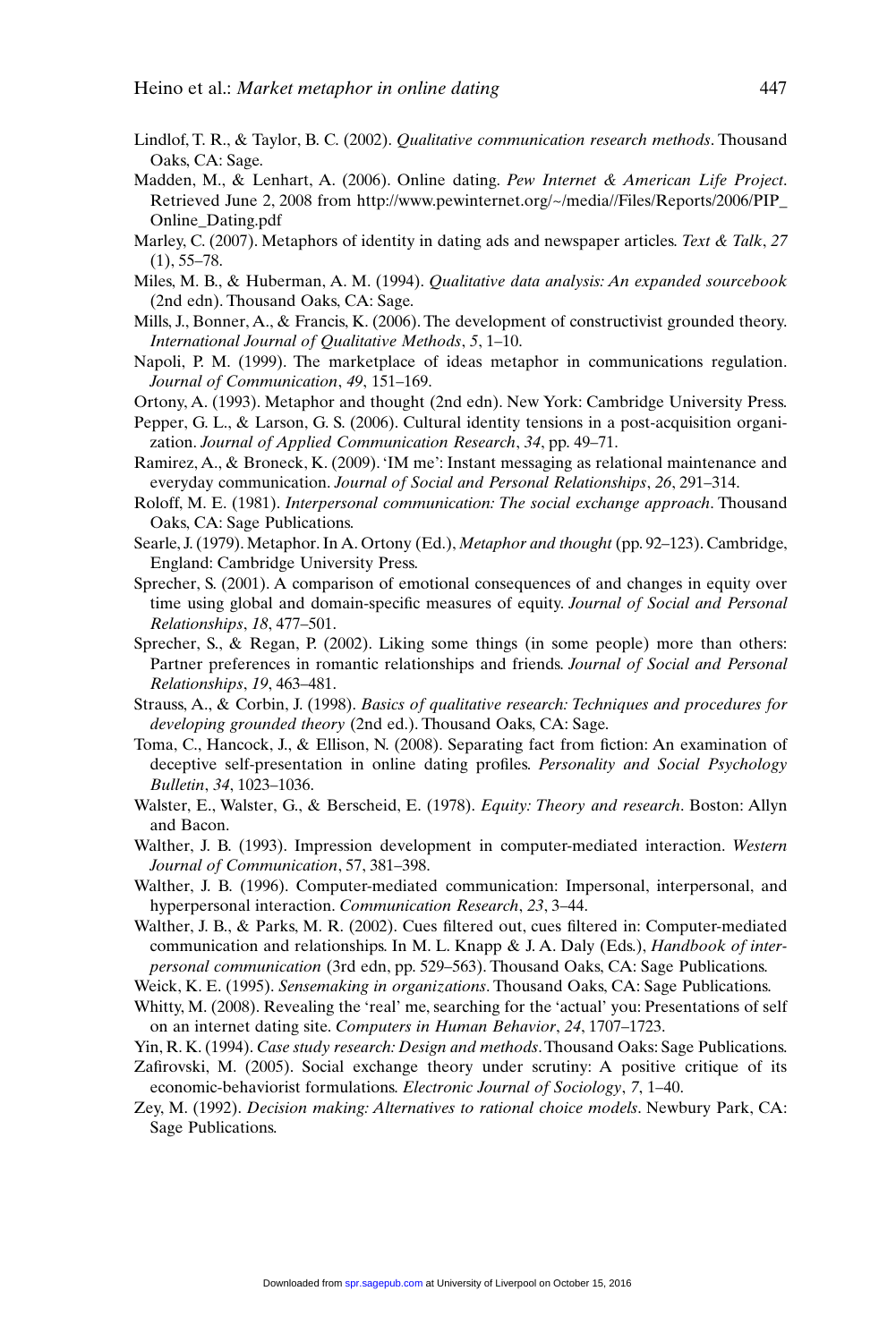Lindlof, T. R., & Taylor, B. C. (2002). *Qualitative communication research methods*. Thousand Oaks, CA: Sage.

Madden, M., & Lenhart, A. (2006). Online dating. *Pew Internet & American Life Project*. Retrieved June 2, 2008 from http://www.pewinternet.org/~/media//Files/Reports/2006/PIP_Online_Dating.pdf

Marley, C. (2007). Metaphors of identity in dating ads and newspaper articles. *Text & Talk*, *27* (1), 55–78.

Miles, M. B., & Huberman, A. M. (1994). *Qualitative data analysis: An expanded sourcebook* (2nd edn). Thousand Oaks, CA: Sage.

Mills, J., Bonner, A., & Francis, K. (2006). The development of constructivist grounded theory. *International Journal of Qualitative Methods*, *5*, 1–10.

Napoli, P. M. (1999). The marketplace of ideas metaphor in communications regulation. *Journal of Communication*, *49*, 151–169.

Ortony, A. (1993). Metaphor and thought (2nd edn). New York: Cambridge University Press.

Pepper, G. L., & Larson, G. S. (2006). Cultural identity tensions in a post-acquisition organization. *Journal of Applied Communication Research*, *34*, pp. 49–71.

Ramirez, A., & Broneck, K. (2009). 'IM me': Instant messaging as relational maintenance and everyday communication. *Journal of Social and Personal Relationships*, *26*, 291–314.

Roloff, M. E. (1981). *Interpersonal communication: The social exchange approach*. Thousand Oaks, CA: Sage Publications.

Searle, J. (1979). Metaphor. In A. Ortony (Ed.), *Metaphor and thought* (pp. 92–123). Cambridge, England: Cambridge University Press.

Sprecher, S. (2001). A comparison of emotional consequences of and changes in equity over time using global and domain-specific measures of equity. *Journal of Social and Personal Relationships*, *18*, 477–501.

Sprecher, S., & Regan, P. (2002). Liking some things (in some people) more than others: Partner preferences in romantic relationships and friends. *Journal of Social and Personal Relationships*, *19*, 463–481.

Strauss, A., & Corbin, J. (1998). *Basics of qualitative research: Techniques and procedures for developing grounded theory* (2nd ed.). Thousand Oaks, CA: Sage.

Toma, C., Hancock, J., & Ellison, N. (2008). Separating fact from fiction: An examination of deceptive self-presentation in online dating profiles. *Personality and Social Psychology Bulletin*, *34*, 1023–1036.

Walster, E., Walster, G., & Berscheid, E. (1978). *Equity: Theory and research*. Boston: Allyn and Bacon.

Walther, J. B. (1993). Impression development in computer-mediated interaction. *Western Journal of Communication*, 57, 381–398.

Walther, J. B. (1996). Computer-mediated communication: Impersonal, interpersonal, and hyperpersonal interaction. *Communication Research*, *23*, 3–44.

Walther, J. B., & Parks, M. R. (2002). Cues filtered out, cues filtered in: Computer-mediated communication and relationships. In M. L. Knapp & J. A. Daly (Eds.), *Handbook of interpersonal communication* (3rd edn, pp. 529–563). Thousand Oaks, CA: Sage Publications.

Weick, K. E. (1995). *Sensemaking in organizations*. Thousand Oaks, CA: Sage Publications.

Whitty, M. (2008). Revealing the 'real' me, searching for the 'actual' you: Presentations of self on an internet dating site. *Computers in Human Behavior*, *24*, 1707–1723.

Yin, R. K. (1994). *Case study research: Design and methods*. Thousand Oaks: Sage Publications.

Zafirovski, M. (2005). Social exchange theory under scrutiny: A positive critique of its economic-behaviorist formulations. *Electronic Journal of Sociology*, *7*, 1–40.

Zey, M. (1992). *Decision making: Alternatives to rational choice models*. Newbury Park, CA: Sage Publications.